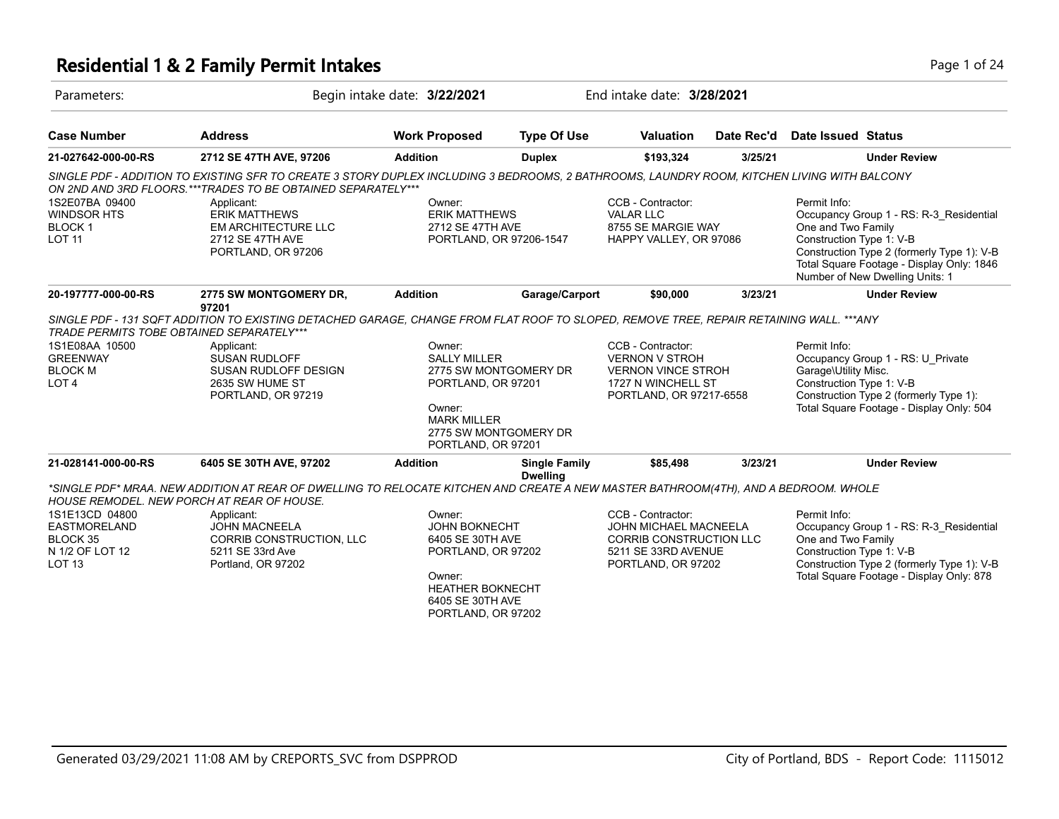# Residential 1 & 2 Family Permit Intakes

Parameters: Begin intake date: **3/22/2021** End intake date: **3/28/2021**

| Case Number | Address | Work Proposed | Type Of Use | Valuation | Date Rec'd | Date Issued | Status |
|---|---|---|---|---|---|---|---|
| **21-027642-000-00-RS** | **2712 SE 47TH AVE, 97206** | **Addition** | **Duplex** | **$193,324** | **3/25/21** | | **Under Review** |

*SINGLE PDF - ADDITION TO EXISTING SFR TO CREATE 3 STORY DUPLEX INCLUDING 3 BEDROOMS, 2 BATHROOMS, LAUNDRY ROOM, KITCHEN LIVING WITH BALCONY ON 2ND AND 3RD FLOORS.***TRADES TO BE OBTAINED SEPARATELY****

1S2E07BA 09400
WINDSOR HTS
BLOCK 1
LOT 11

Applicant:
ERIK MATTHEWS
EM ARCHITECTURE LLC
2712 SE 47TH AVE
PORTLAND, OR 97206

Owner:
ERIK MATTHEWS
2712 SE 47TH AVE
PORTLAND, OR 97206-1547

CCB - Contractor:
VALAR LLC
8755 SE MARGIE WAY
HAPPY VALLEY, OR 97086

Permit Info:
Occupancy Group 1 - RS: R-3_Residential One and Two Family
Construction Type 1: V-B
Construction Type 2 (formerly Type 1): V-B
Total Square Footage - Display Only: 1846
Number of New Dwelling Units: 1

| Case Number | Address | Work Proposed | Type Of Use | Valuation | Date Rec'd | Date Issued | Status |
|---|---|---|---|---|---|---|---|
| **20-197777-000-00-RS** | **2775 SW MONTGOMERY DR, 97201** | **Addition** | **Garage/Carport** | **$90,000** | **3/23/21** | | **Under Review** |

*SINGLE PDF - 131 SQFT ADDITION TO EXISTING DETACHED GARAGE, CHANGE FROM FLAT ROOF TO SLOPED, REMOVE TREE, REPAIR RETAINING WALL. ***ANY TRADE PERMITS TOBE OBTAINED SEPARATELY****

1S1E08AA 10500
GREENWAY
BLOCK M
LOT 4

Applicant:
SUSAN RUDLOFF
SUSAN RUDLOFF DESIGN
2635 SW HUME ST
PORTLAND, OR 97219

Owner:
SALLY MILLER
2775 SW MONTGOMERY DR
PORTLAND, OR 97201

Owner:
MARK MILLER
2775 SW MONTGOMERY DR
PORTLAND, OR 97201

CCB - Contractor:
VERNON V STROH
VERNON VINCE STROH
1727 N WINCHELL ST
PORTLAND, OR 97217-6558

Permit Info:
Occupancy Group 1 - RS: U_Private Garage\Utility Misc.
Construction Type 1: V-B
Construction Type 2 (formerly Type 1):
Total Square Footage - Display Only: 504

| Case Number | Address | Work Proposed | Type Of Use | Valuation | Date Rec'd | Date Issued | Status |
|---|---|---|---|---|---|---|---|
| **21-028141-000-00-RS** | **6405 SE 30TH AVE, 97202** | **Addition** | **Single Family Dwelling** | **$85,498** | **3/23/21** | | **Under Review** |

**SINGLE PDF* MRAA. NEW ADDITION AT REAR OF DWELLING TO RELOCATE KITCHEN AND CREATE A NEW MASTER BATHROOM(4TH), AND A BEDROOM. WHOLE HOUSE REMODEL. NEW PORCH AT REAR OF HOUSE.*

1S1E13CD 04800
EASTMORELAND
BLOCK 35
N 1/2 OF LOT 12
LOT 13

Applicant:
JOHN MACNEELA
CORRIB CONSTRUCTION, LLC
5211 SE 33rd Ave
Portland, OR 97202

Owner:
JOHN BOKNECHT
6405 SE 30TH AVE
PORTLAND, OR 97202

Owner:
HEATHER BOKNECHT
6405 SE 30TH AVE
PORTLAND, OR 97202

CCB - Contractor:
JOHN MICHAEL MACNEELA
CORRIB CONSTRUCTION LLC
5211 SE 33RD AVENUE
PORTLAND, OR 97202

Permit Info:
Occupancy Group 1 - RS: R-3_Residential One and Two Family
Construction Type 1: V-B
Construction Type 2 (formerly Type 1): V-B
Total Square Footage - Display Only: 878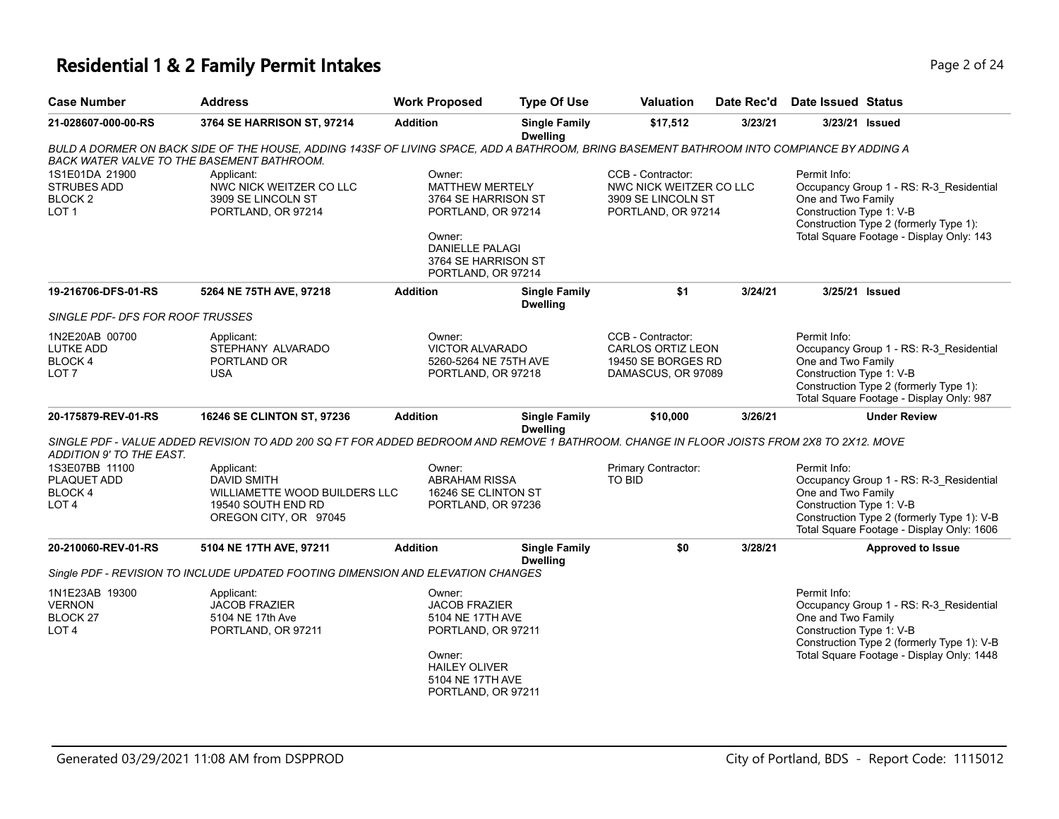# Residential 1 & 2 Family Permit Intakes

| Case Number | Address | Work Proposed | Type Of Use | Valuation | Date Rec'd | Date Issued | Status |
|---|---|---|---|---|---|---|---|
| 21-028607-000-00-RS | 3764 SE HARRISON ST, 97214 | Addition | Single Family Dwelling | $17,512 | 3/23/21 | 3/23/21 | Issued |

*BULD A DORMER ON BACK SIDE OF THE HOUSE, ADDING 143SF OF LIVING SPACE, ADD A BATHROOM, BRING BASEMENT BATHROOM INTO COMPIANCE BY ADDING A BACK WATER VALVE TO THE BASEMENT BATHROOM.*

1S1E01DA 21900
STRUBES ADD
BLOCK 2
LOT 1

Applicant:
NWC NICK WEITZER CO LLC
3909 SE LINCOLN ST
PORTLAND, OR 97214

Owner:
MATTHEW MERTELY
3764 SE HARRISON ST
PORTLAND, OR 97214

Owner:
DANIELLE PALAGI
3764 SE HARRISON ST
PORTLAND, OR 97214

CCB - Contractor:
NWC NICK WEITZER CO LLC
3909 SE LINCOLN ST
PORTLAND, OR 97214

Permit Info:
Occupancy Group 1 - RS: R-3_Residential One and Two Family
Construction Type 1: V-B
Construction Type 2 (formerly Type 1):
Total Square Footage - Display Only: 143

| Case Number | Address | Work Proposed | Type Of Use | Valuation | Date Rec'd | Date Issued | Status |
|---|---|---|---|---|---|---|---|
| 19-216706-DFS-01-RS | 5264 NE 75TH AVE, 97218 | Addition | Single Family Dwelling | $1 | 3/24/21 | 3/25/21 | Issued |

*SINGLE PDF- DFS FOR ROOF TRUSSES*

1N2E20AB 00700
LUTKE ADD
BLOCK 4
LOT 7

Applicant:
STEPHANY ALVARADO
PORTLAND OR
USA

Owner:
VICTOR ALVARADO
5260-5264 NE 75TH AVE
PORTLAND, OR 97218

CCB - Contractor:
CARLOS ORTIZ LEON
19450 SE BORGES RD
DAMASCUS, OR 97089

Permit Info:
Occupancy Group 1 - RS: R-3_Residential One and Two Family
Construction Type 1: V-B
Construction Type 2 (formerly Type 1):
Total Square Footage - Display Only: 987

| Case Number | Address | Work Proposed | Type Of Use | Valuation | Date Rec'd | Date Issued | Status |
|---|---|---|---|---|---|---|---|
| 20-175879-REV-01-RS | 16246 SE CLINTON ST, 97236 | Addition | Single Family Dwelling | $10,000 | 3/26/21 | | Under Review |

*SINGLE PDF - VALUE ADDED REVISION TO ADD 200 SQ FT FOR ADDED BEDROOM AND REMOVE 1 BATHROOM. CHANGE IN FLOOR JOISTS FROM 2X8 TO 2X12. MOVE ADDITION 9' TO THE EAST.*

1S3E07BB 11100
PLAQUET ADD
BLOCK 4
LOT 4

Applicant:
DAVID SMITH
WILLIAMETTE WOOD BUILDERS LLC
19540 SOUTH END RD
OREGON CITY, OR 97045

Owner:
ABRAHAM RISSA
16246 SE CLINTON ST
PORTLAND, OR 97236

Primary Contractor:
TO BID

Permit Info:
Occupancy Group 1 - RS: R-3_Residential One and Two Family
Construction Type 1: V-B
Construction Type 2 (formerly Type 1): V-B
Total Square Footage - Display Only: 1606

| Case Number | Address | Work Proposed | Type Of Use | Valuation | Date Rec'd | Date Issued | Status |
|---|---|---|---|---|---|---|---|
| 20-210060-REV-01-RS | 5104 NE 17TH AVE, 97211 | Addition | Single Family Dwelling | $0 | 3/28/21 | | Approved to Issue |

*Single PDF - REVISION TO INCLUDE UPDATED FOOTING DIMENSION AND ELEVATION CHANGES*

1N1E23AB 19300
VERNON
BLOCK 27
LOT 4

Applicant:
JACOB FRAZIER
5104 NE 17th Ave
PORTLAND, OR 97211

Owner:
JACOB FRAZIER
5104 NE 17TH AVE
PORTLAND, OR 97211

Owner:
HAILEY OLIVER
5104 NE 17TH AVE
PORTLAND, OR 97211

Permit Info:
Occupancy Group 1 - RS: R-3_Residential One and Two Family
Construction Type 1: V-B
Construction Type 2 (formerly Type 1): V-B
Total Square Footage - Display Only: 1448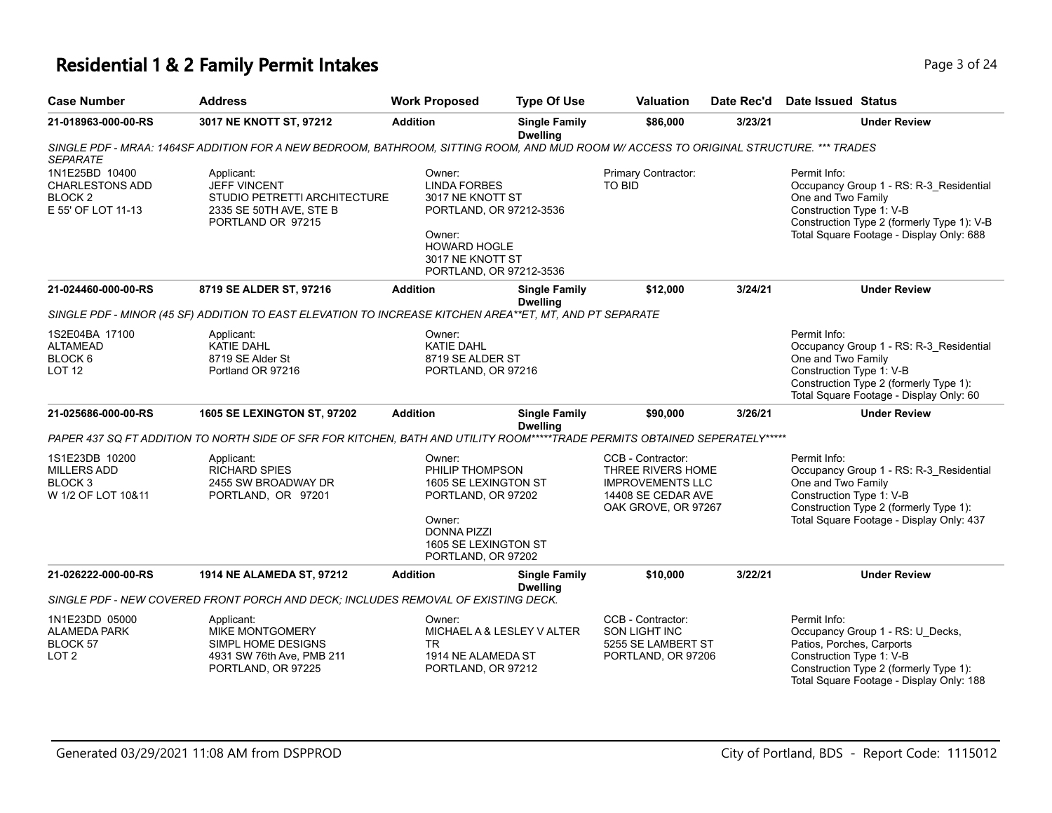# Residential 1 & 2 Family Permit Intakes

| Case Number | Address | Work Proposed | Type Of Use | Valuation | Date Rec'd | Date Issued | Status |
|---|---|---|---|---|---|---|---|
| 21-018963-000-00-RS | 3017 NE KNOTT ST, 97212 | Addition | Single Family Dwelling | $86,000 | 3/23/21 | | Under Review |

*SINGLE PDF - MRAA: 1464SF ADDITION FOR A NEW BEDROOM, BATHROOM, SITTING ROOM, AND MUD ROOM W/ ACCESS TO ORIGINAL STRUCTURE. *** TRADES SEPARATE*

1N1E25BD 10400
CHARLESTONS ADD
BLOCK 2
E 55' OF LOT 11-13

Applicant:
JEFF VINCENT
STUDIO PETRETTI ARCHITECTURE
2335 SE 50TH AVE, STE B
PORTLAND OR 97215

Owner:
LINDA FORBES
3017 NE KNOTT ST
PORTLAND, OR 97212-3536

Owner:
HOWARD HOGLE
3017 NE KNOTT ST
PORTLAND, OR 97212-3536

Primary Contractor:
TO BID

Permit Info:
Occupancy Group 1 - RS: R-3_Residential One and Two Family
Construction Type 1: V-B
Construction Type 2 (formerly Type 1): V-B
Total Square Footage - Display Only: 688

| Case Number | Address | Work Proposed | Type Of Use | Valuation | Date Rec'd | Date Issued | Status |
|---|---|---|---|---|---|---|---|
| 21-024460-000-00-RS | 8719 SE ALDER ST, 97216 | Addition | Single Family Dwelling | $12,000 | 3/24/21 | | Under Review |

*SINGLE PDF - MINOR (45 SF) ADDITION TO EAST ELEVATION TO INCREASE KITCHEN AREA**ET, MT, AND PT SEPARATE*

1S2E04BA 17100
ALTAMEAD
BLOCK 6
LOT 12

Applicant:
KATIE DAHL
8719 SE Alder St
Portland OR 97216

Owner:
KATIE DAHL
8719 SE ALDER ST
PORTLAND, OR 97216

Permit Info:
Occupancy Group 1 - RS: R-3_Residential One and Two Family
Construction Type 1: V-B
Construction Type 2 (formerly Type 1):
Total Square Footage - Display Only: 60

| Case Number | Address | Work Proposed | Type Of Use | Valuation | Date Rec'd | Date Issued | Status |
|---|---|---|---|---|---|---|---|
| 21-025686-000-00-RS | 1605 SE LEXINGTON ST, 97202 | Addition | Single Family Dwelling | $90,000 | 3/26/21 | | Under Review |

*PAPER 437 SQ FT ADDITION TO NORTH SIDE OF SFR FOR KITCHEN, BATH AND UTILITY ROOM*****TRADE PERMITS OBTAINED SEPERATELY******

1S1E23DB 10200
MILLERS ADD
BLOCK 3
W 1/2 OF LOT 10&11

Applicant:
RICHARD SPIES
2455 SW BROADWAY DR
PORTLAND, OR 97201

Owner:
PHILIP THOMPSON
1605 SE LEXINGTON ST
PORTLAND, OR 97202

Owner:
DONNA PIZZI
1605 SE LEXINGTON ST
PORTLAND, OR 97202

CCB - Contractor:
THREE RIVERS HOME IMPROVEMENTS LLC
14408 SE CEDAR AVE
OAK GROVE, OR 97267

Permit Info:
Occupancy Group 1 - RS: R-3_Residential One and Two Family
Construction Type 1: V-B
Construction Type 2 (formerly Type 1):
Total Square Footage - Display Only: 437

| Case Number | Address | Work Proposed | Type Of Use | Valuation | Date Rec'd | Date Issued | Status |
|---|---|---|---|---|---|---|---|
| 21-026222-000-00-RS | 1914 NE ALAMEDA ST, 97212 | Addition | Single Family Dwelling | $10,000 | 3/22/21 | | Under Review |

*SINGLE PDF - NEW COVERED FRONT PORCH AND DECK; INCLUDES REMOVAL OF EXISTING DECK.*

1N1E23DD 05000
ALAMEDA PARK
BLOCK 57
LOT 2

Applicant:
MIKE MONTGOMERY
SIMPL HOME DESIGNS
4931 SW 76th Ave, PMB 211
PORTLAND, OR 97225

Owner:
MICHAEL A & LESLEY V ALTER TR
1914 NE ALAMEDA ST
PORTLAND, OR 97212

CCB - Contractor:
SON LIGHT INC
5255 SE LAMBERT ST
PORTLAND, OR 97206

Permit Info:
Occupancy Group 1 - RS: U_Decks, Patios, Porches, Carports
Construction Type 1: V-B
Construction Type 2 (formerly Type 1):
Total Square Footage - Display Only: 188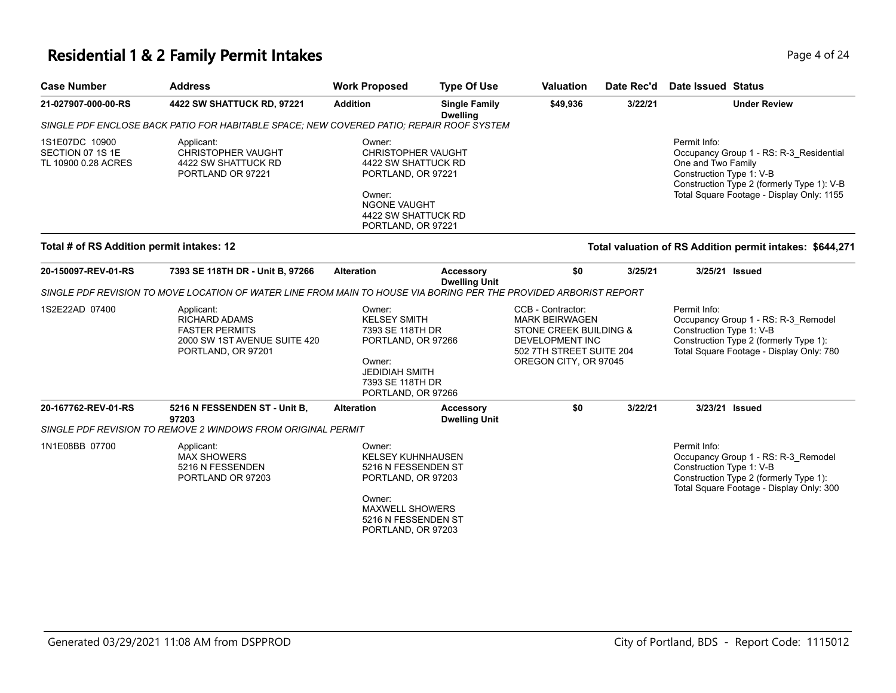# Residential 1 & 2 Family Permit Intakes

| Case Number | Address | Work Proposed | Type Of Use | Valuation | Date Rec'd | Date Issued | Status |
|---|---|---|---|---|---|---|---|
| **21-027907-000-00-RS** | **4422 SW SHATTUCK RD, 97221** | **Addition** | **Single Family Dwelling** | **$49,936** | **3/22/21** | | **Under Review** |

*SINGLE PDF ENCLOSE BACK PATIO FOR HABITABLE SPACE; NEW COVERED PATIO; REPAIR ROOF SYSTEM*

1S1E07DC 10900
SECTION 07 1S 1E
TL 10900 0.28 ACRES

Applicant:
CHRISTOPHER VAUGHT
4422 SW SHATTUCK RD
PORTLAND OR 97221

Owner:
CHRISTOPHER VAUGHT
4422 SW SHATTUCK RD
PORTLAND, OR 97221

Owner:
NGONE VAUGHT
4422 SW SHATTUCK RD
PORTLAND, OR 97221

Permit Info:
Occupancy Group 1 - RS: R-3_Residential One and Two Family
Construction Type 1: V-B
Construction Type 2 (formerly Type 1): V-B
Total Square Footage - Display Only: 1155

**Total # of RS Addition permit intakes: 12**

**Total valuation of RS Addition permit intakes: $644,271**

| Case Number | Address | Work Proposed | Type Of Use | Valuation | Date Rec'd | Date Issued | Status |
|---|---|---|---|---|---|---|---|
| **20-150097-REV-01-RS** | **7393 SE 118TH DR - Unit B, 97266** | **Alteration** | **Accessory Dwelling Unit** | **$0** | **3/25/21** | **3/25/21** | **Issued** |

*SINGLE PDF REVISION TO MOVE LOCATION OF WATER LINE FROM MAIN TO HOUSE VIA BORING PER THE PROVIDED ARBORIST REPORT*

1S2E22AD 07400

Applicant:
RICHARD ADAMS
FASTER PERMITS
2000 SW 1ST AVENUE SUITE 420
PORTLAND, OR 97201

Owner:
KELSEY SMITH
7393 SE 118TH DR
PORTLAND, OR 97266

Owner:
JEDIDIAH SMITH
7393 SE 118TH DR
PORTLAND, OR 97266

CCB - Contractor:
MARK BEIRWAGEN
STONE CREEK BUILDING & DEVELOPMENT INC
502 7TH STREET SUITE 204
OREGON CITY, OR 97045

Permit Info:
Occupancy Group 1 - RS: R-3_Remodel
Construction Type 1: V-B
Construction Type 2 (formerly Type 1):
Total Square Footage - Display Only: 780

| Case Number | Address | Work Proposed | Type Of Use | Valuation | Date Rec'd | Date Issued | Status |
|---|---|---|---|---|---|---|---|
| **20-167762-REV-01-RS** | **5216 N FESSENDEN ST - Unit B, 97203** | **Alteration** | **Accessory Dwelling Unit** | **$0** | **3/22/21** | **3/23/21** | **Issued** |

*SINGLE PDF REVISION TO REMOVE 2 WINDOWS FROM ORIGINAL PERMIT*

1N1E08BB 07700

Applicant:
MAX SHOWERS
5216 N FESSENDEN
PORTLAND OR 97203

Owner:
KELSEY KUHNHAUSEN
5216 N FESSENDEN ST
PORTLAND, OR 97203

Owner:
MAXWELL SHOWERS
5216 N FESSENDEN ST
PORTLAND, OR 97203

Permit Info:
Occupancy Group 1 - RS: R-3_Remodel
Construction Type 1: V-B
Construction Type 2 (formerly Type 1):
Total Square Footage - Display Only: 300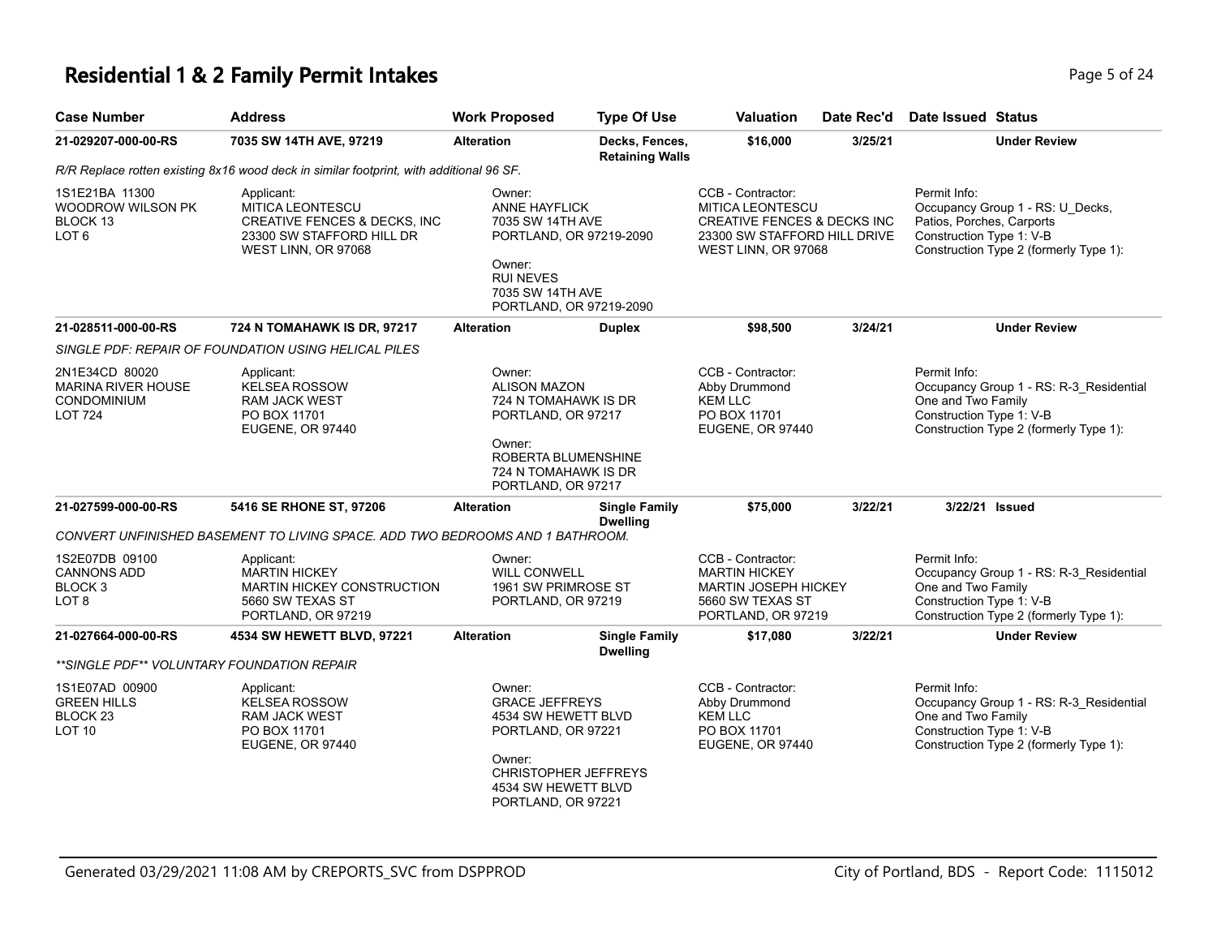# Residential 1 & 2 Family Permit Intakes

| Case Number | Address | Work Proposed | Type Of Use | Valuation | Date Rec'd | Date Issued | Status |
|---|---|---|---|---|---|---|---|
| **21-029207-000-00-RS** | **7035 SW 14TH AVE, 97219** | **Alteration** | **Decks, Fences, Retaining Walls** | **$16,000** | **3/25/21** | | **Under Review** |

*R/R Replace rotten existing 8x16 wood deck in similar footprint, with additional 96 SF.*

1S1E21BA 11300
WOODROW WILSON PK
BLOCK 13
LOT 6

Applicant:
MITICA LEONTESCU
CREATIVE FENCES & DECKS, INC
23300 SW STAFFORD HILL DR
WEST LINN, OR 97068

Owner:
ANNE HAYFLICK
7035 SW 14TH AVE
PORTLAND, OR 97219-2090

Owner:
RUI NEVES
7035 SW 14TH AVE
PORTLAND, OR 97219-2090

CCB - Contractor:
MITICA LEONTESCU
CREATIVE FENCES & DECKS INC
23300 SW STAFFORD HILL DRIVE
WEST LINN, OR 97068

Permit Info:
Occupancy Group 1 - RS: U_Decks, Patios, Porches, Carports
Construction Type 1: V-B
Construction Type 2 (formerly Type 1):

| Case Number | Address | Work Proposed | Type Of Use | Valuation | Date Rec'd | Date Issued | Status |
|---|---|---|---|---|---|---|---|
| **21-028511-000-00-RS** | **724 N TOMAHAWK IS DR, 97217** | **Alteration** | **Duplex** | **$98,500** | **3/24/21** | | **Under Review** |

*SINGLE PDF: REPAIR OF FOUNDATION USING HELICAL PILES*

2N1E34CD 80020
MARINA RIVER HOUSE CONDOMINIUM
LOT 724

Applicant:
KELSEA ROSSOW
RAM JACK WEST
PO BOX 11701
EUGENE, OR 97440

Owner:
ALISON MAZON
724 N TOMAHAWK IS DR
PORTLAND, OR 97217

Owner:
ROBERTA BLUMENSHINE
724 N TOMAHAWK IS DR
PORTLAND, OR 97217

CCB - Contractor:
Abby Drummond
KEM LLC
PO BOX 11701
EUGENE, OR 97440

Permit Info:
Occupancy Group 1 - RS: R-3_Residential One and Two Family
Construction Type 1: V-B
Construction Type 2 (formerly Type 1):

| Case Number | Address | Work Proposed | Type Of Use | Valuation | Date Rec'd | Date Issued | Status |
|---|---|---|---|---|---|---|---|
| **21-027599-000-00-RS** | **5416 SE RHONE ST, 97206** | **Alteration** | **Single Family Dwelling** | **$75,000** | **3/22/21** | **3/22/21** | **Issued** |

*CONVERT UNFINISHED BASEMENT TO LIVING SPACE. ADD TWO BEDROOMS AND 1 BATHROOM.*

1S2E07DB 09100
CANNONS ADD
BLOCK 3
LOT 8

Applicant:
MARTIN HICKEY
MARTIN HICKEY CONSTRUCTION
5660 SW TEXAS ST
PORTLAND, OR 97219

Owner:
WILL CONWELL
1961 SW PRIMROSE ST
PORTLAND, OR 97219

CCB - Contractor:
MARTIN HICKEY
MARTIN JOSEPH HICKEY
5660 SW TEXAS ST
PORTLAND, OR 97219

Permit Info:
Occupancy Group 1 - RS: R-3_Residential One and Two Family
Construction Type 1: V-B
Construction Type 2 (formerly Type 1):

| Case Number | Address | Work Proposed | Type Of Use | Valuation | Date Rec'd | Date Issued | Status |
|---|---|---|---|---|---|---|---|
| **21-027664-000-00-RS** | **4534 SW HEWETT BLVD, 97221** | **Alteration** | **Single Family Dwelling** | **$17,080** | **3/22/21** | | **Under Review** |

*\*\*SINGLE PDF\*\* VOLUNTARY FOUNDATION REPAIR*

1S1E07AD 00900
GREEN HILLS
BLOCK 23
LOT 10

Applicant:
KELSEA ROSSOW
RAM JACK WEST
PO BOX 11701
EUGENE, OR 97440

Owner:
GRACE JEFFREYS
4534 SW HEWETT BLVD
PORTLAND, OR 97221

Owner:
CHRISTOPHER JEFFREYS
4534 SW HEWETT BLVD
PORTLAND, OR 97221

CCB - Contractor:
Abby Drummond
KEM LLC
PO BOX 11701
EUGENE, OR 97440

Permit Info:
Occupancy Group 1 - RS: R-3_Residential One and Two Family
Construction Type 1: V-B
Construction Type 2 (formerly Type 1):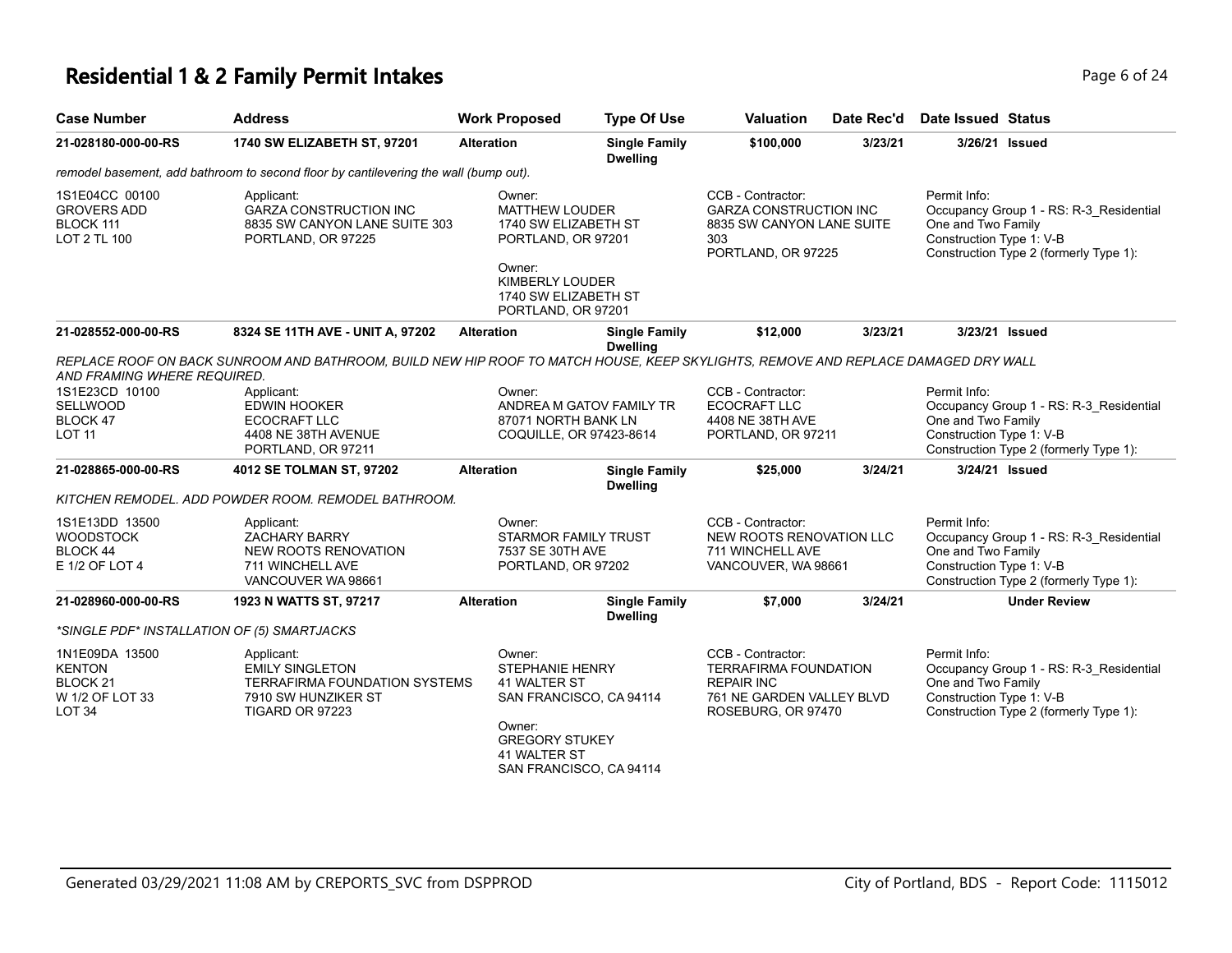# Residential 1 & 2 Family Permit Intakes

| Case Number | Address | Work Proposed | Type Of Use | Valuation | Date Rec'd | Date Issued | Status |
|---|---|---|---|---|---|---|---|
| 21-028180-000-00-RS | 1740 SW ELIZABETH ST, 97201 | Alteration | Single Family Dwelling | $100,000 | 3/23/21 | 3/26/21 | Issued |

*remodel basement, add bathroom to second floor by cantilevering the wall (bump out).*

1S1E04CC 00100
GROVERS ADD
BLOCK 111
LOT 2 TL 100

Applicant:
GARZA CONSTRUCTION INC
8835 SW CANYON LANE SUITE 303
PORTLAND, OR 97225

Owner:
MATTHEW LOUDER
1740 SW ELIZABETH ST
PORTLAND, OR 97201

Owner:
KIMBERLY LOUDER
1740 SW ELIZABETH ST
PORTLAND, OR 97201

CCB - Contractor:
GARZA CONSTRUCTION INC
8835 SW CANYON LANE SUITE 303
PORTLAND, OR 97225

Permit Info:
Occupancy Group 1 - RS: R-3_Residential One and Two Family
Construction Type 1: V-B
Construction Type 2 (formerly Type 1):

| Case Number | Address | Work Proposed | Type Of Use | Valuation | Date Rec'd | Date Issued | Status |
|---|---|---|---|---|---|---|---|
| 21-028552-000-00-RS | 8324 SE 11TH AVE - UNIT A, 97202 | Alteration | Single Family Dwelling | $12,000 | 3/23/21 | 3/23/21 | Issued |

*REPLACE ROOF ON BACK SUNROOM AND BATHROOM, BUILD NEW HIP ROOF TO MATCH HOUSE, KEEP SKYLIGHTS, REMOVE AND REPLACE DAMAGED DRY WALL AND FRAMING WHERE REQUIRED.*

1S1E23CD 10100
SELLWOOD
BLOCK 47
LOT 11

Applicant:
EDWIN HOOKER
ECOCRAFT LLC
4408 NE 38TH AVENUE
PORTLAND, OR 97211

Owner:
ANDREA M GATOV FAMILY TR
87071 NORTH BANK LN
COQUILLE, OR 97423-8614

CCB - Contractor:
ECOCRAFT LLC
4408 NE 38TH AVE
PORTLAND, OR 97211

Permit Info:
Occupancy Group 1 - RS: R-3_Residential One and Two Family
Construction Type 1: V-B
Construction Type 2 (formerly Type 1):

| Case Number | Address | Work Proposed | Type Of Use | Valuation | Date Rec'd | Date Issued | Status |
|---|---|---|---|---|---|---|---|
| 21-028865-000-00-RS | 4012 SE TOLMAN ST, 97202 | Alteration | Single Family Dwelling | $25,000 | 3/24/21 | 3/24/21 | Issued |

*KITCHEN REMODEL. ADD POWDER ROOM. REMODEL BATHROOM.*

1S1E13DD 13500
WOODSTOCK
BLOCK 44
E 1/2 OF LOT 4

Applicant:
ZACHARY BARRY
NEW ROOTS RENOVATION
711 WINCHELL AVE
VANCOUVER WA 98661

Owner:
STARMOR FAMILY TRUST
7537 SE 30TH AVE
PORTLAND, OR 97202

CCB - Contractor:
NEW ROOTS RENOVATION LLC
711 WINCHELL AVE
VANCOUVER, WA 98661

Permit Info:
Occupancy Group 1 - RS: R-3_Residential One and Two Family
Construction Type 1: V-B
Construction Type 2 (formerly Type 1):

| Case Number | Address | Work Proposed | Type Of Use | Valuation | Date Rec'd | Date Issued | Status |
|---|---|---|---|---|---|---|---|
| 21-028960-000-00-RS | 1923 N WATTS ST, 97217 | Alteration | Single Family Dwelling | $7,000 | 3/24/21 | | Under Review |

*\*SINGLE PDF\* INSTALLATION OF (5) SMARTJACKS*

1N1E09DA 13500
KENTON
BLOCK 21
W 1/2 OF LOT 33
LOT 34

Applicant:
EMILY SINGLETON
TERRAFIRMA FOUNDATION SYSTEMS
7910 SW HUNZIKER ST
TIGARD OR 97223

Owner:
STEPHANIE HENRY
41 WALTER ST
SAN FRANCISCO, CA 94114

Owner:
GREGORY STUKEY
41 WALTER ST
SAN FRANCISCO, CA 94114

CCB - Contractor:
TERRAFIRMA FOUNDATION REPAIR INC
761 NE GARDEN VALLEY BLVD
ROSEBURG, OR 97470

Permit Info:
Occupancy Group 1 - RS: R-3_Residential One and Two Family
Construction Type 1: V-B
Construction Type 2 (formerly Type 1):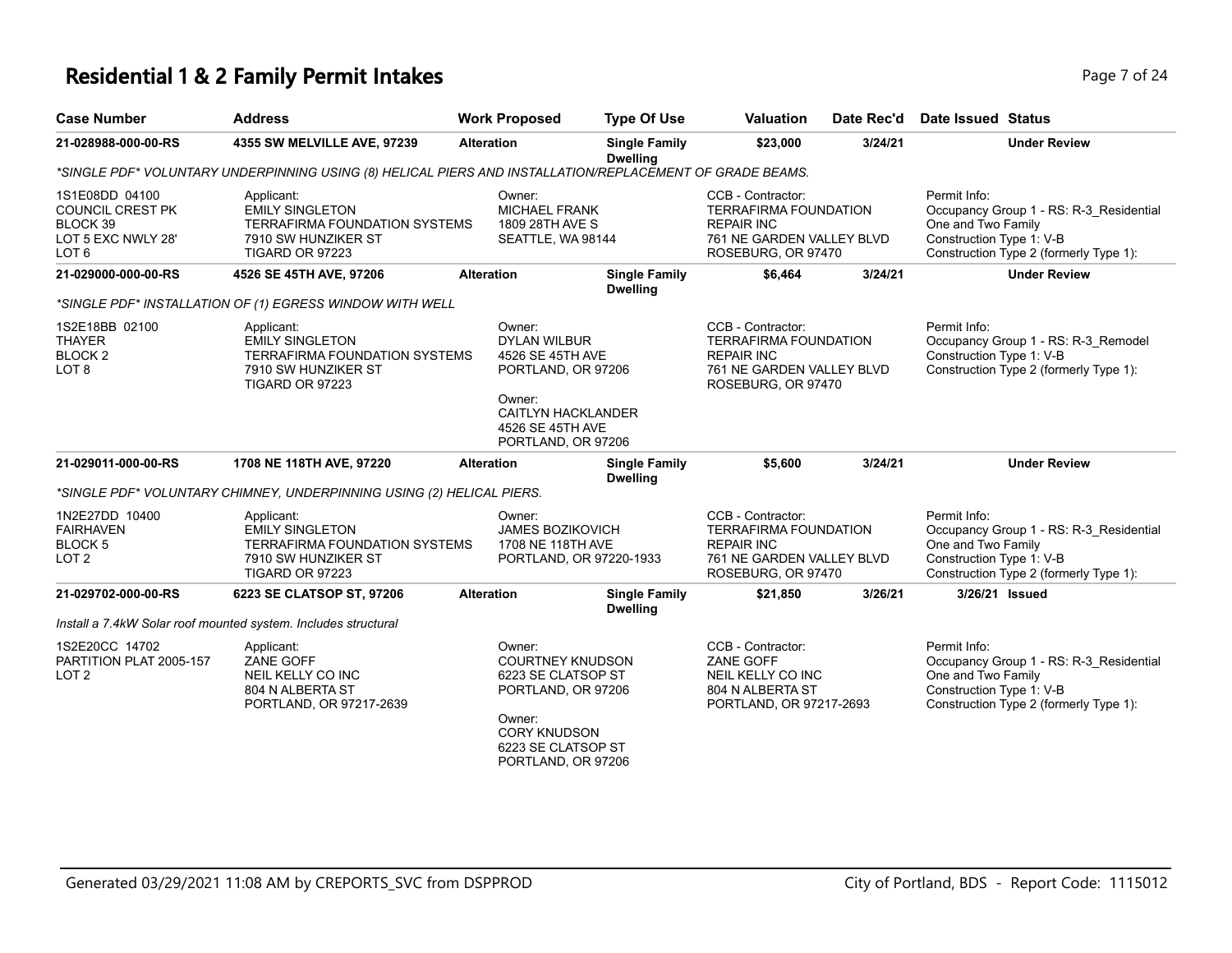# Residential 1 & 2 Family Permit Intakes

| Case Number | Address | Work Proposed | Type Of Use | Valuation | Date Rec'd | Date Issued | Status |
|---|---|---|---|---|---|---|---|
| **21-028988-000-00-RS** | **4355 SW MELVILLE AVE, 97239** | **Alteration** | **Single Family Dwelling** | **$23,000** | **3/24/21** | | **Under Review** |

*SINGLE PDF* VOLUNTARY UNDERPINNING USING (8) HELICAL PIERS AND INSTALLATION/REPLACEMENT OF GRADE BEAMS.

| Legal Description | Applicant | Owner | CCB - Contractor | Permit Info |
|---|---|---|---|---|
| 1S1E08DD 04100<br>COUNCIL CREST PK<br>BLOCK 39<br>LOT 5 EXC NWLY 28'<br>LOT 6 | Applicant:<br>EMILY SINGLETON<br>TERRAFIRMA FOUNDATION SYSTEMS<br>7910 SW HUNZIKER ST<br>TIGARD OR 97223 | Owner:<br>MICHAEL FRANK<br>1809 28TH AVE S<br>SEATTLE, WA 98144 | CCB - Contractor:<br>TERRAFIRMA FOUNDATION REPAIR INC<br>761 NE GARDEN VALLEY BLVD<br>ROSEBURG, OR 97470 | Permit Info:<br>Occupancy Group 1 - RS: R-3_Residential One and Two Family<br>Construction Type 1: V-B<br>Construction Type 2 (formerly Type 1): |

| Case Number | Address | Work Proposed | Type Of Use | Valuation | Date Rec'd | Date Issued | Status |
|---|---|---|---|---|---|---|---|
| **21-029000-000-00-RS** | **4526 SE 45TH AVE, 97206** | **Alteration** | **Single Family Dwelling** | **$6,464** | **3/24/21** | | **Under Review** |

*SINGLE PDF* INSTALLATION OF (1) EGRESS WINDOW WITH WELL

| Legal Description | Applicant | Owner | CCB - Contractor | Permit Info |
|---|---|---|---|---|
| 1S2E18BB 02100<br>THAYER<br>BLOCK 2<br>LOT 8 | Applicant:<br>EMILY SINGLETON<br>TERRAFIRMA FOUNDATION SYSTEMS<br>7910 SW HUNZIKER ST<br>TIGARD OR 97223 | Owner:<br>DYLAN WILBUR<br>4526 SE 45TH AVE<br>PORTLAND, OR 97206<br><br>Owner:<br>CAITLYN HACKLANDER<br>4526 SE 45TH AVE<br>PORTLAND, OR 97206 | CCB - Contractor:<br>TERRAFIRMA FOUNDATION REPAIR INC<br>761 NE GARDEN VALLEY BLVD<br>ROSEBURG, OR 97470 | Permit Info:<br>Occupancy Group 1 - RS: R-3_Remodel<br>Construction Type 1: V-B<br>Construction Type 2 (formerly Type 1): |

| Case Number | Address | Work Proposed | Type Of Use | Valuation | Date Rec'd | Date Issued | Status |
|---|---|---|---|---|---|---|---|
| **21-029011-000-00-RS** | **1708 NE 118TH AVE, 97220** | **Alteration** | **Single Family Dwelling** | **$5,600** | **3/24/21** | | **Under Review** |

*SINGLE PDF* VOLUNTARY CHIMNEY, UNDERPINNING USING (2) HELICAL PIERS.

| Legal Description | Applicant | Owner | CCB - Contractor | Permit Info |
|---|---|---|---|---|
| 1N2E27DD 10400<br>FAIRHAVEN<br>BLOCK 5<br>LOT 2 | Applicant:<br>EMILY SINGLETON<br>TERRAFIRMA FOUNDATION SYSTEMS<br>7910 SW HUNZIKER ST<br>TIGARD OR 97223 | Owner:<br>JAMES BOZIKOVICH<br>1708 NE 118TH AVE<br>PORTLAND, OR 97220-1933 | CCB - Contractor:<br>TERRAFIRMA FOUNDATION REPAIR INC<br>761 NE GARDEN VALLEY BLVD<br>ROSEBURG, OR 97470 | Permit Info:<br>Occupancy Group 1 - RS: R-3_Residential One and Two Family<br>Construction Type 1: V-B<br>Construction Type 2 (formerly Type 1): |

| Case Number | Address | Work Proposed | Type Of Use | Valuation | Date Rec'd | Date Issued | Status |
|---|---|---|---|---|---|---|---|
| **21-029702-000-00-RS** | **6223 SE CLATSOP ST, 97206** | **Alteration** | **Single Family Dwelling** | **$21,850** | **3/26/21** | **3/26/21** | **Issued** |

Install a 7.4kW Solar roof mounted system. Includes structural

| Legal Description | Applicant | Owner | CCB - Contractor | Permit Info |
|---|---|---|---|---|
| 1S2E20CC 14702<br>PARTITION PLAT 2005-157<br>LOT 2 | Applicant:<br>ZANE GOFF<br>NEIL KELLY CO INC<br>804 N ALBERTA ST<br>PORTLAND, OR 97217-2639 | Owner:<br>COURTNEY KNUDSON<br>6223 SE CLATSOP ST<br>PORTLAND, OR 97206<br><br>Owner:<br>CORY KNUDSON<br>6223 SE CLATSOP ST<br>PORTLAND, OR 97206 | CCB - Contractor:<br>ZANE GOFF<br>NEIL KELLY CO INC<br>804 N ALBERTA ST<br>PORTLAND, OR 97217-2693 | Permit Info:<br>Occupancy Group 1 - RS: R-3_Residential One and Two Family<br>Construction Type 1: V-B<br>Construction Type 2 (formerly Type 1): |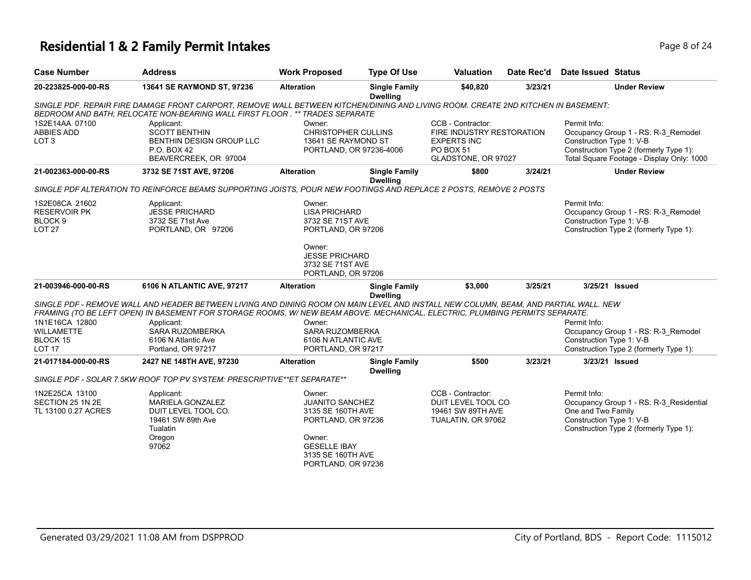# Residential 1 & 2 Family Permit Intakes

| Case Number | Address | Work Proposed | Type Of Use | Valuation | Date Rec'd | Date Issued | Status |
|---|---|---|---|---|---|---|---|
| 20-223825-000-00-RS | 13641 SE RAYMOND ST, 97236 | Alteration | Single Family Dwelling | $40,820 | 3/23/21 | | Under Review |

*SINGLE PDF. REPAIR FIRE DAMAGE FRONT CARPORT, REMOVE WALL BETWEEN KITCHEN/DINING AND LIVING ROOM. CREATE 2ND KITCHEN IN BASEMENT; BEDROOM AND BATH; RELOCATE NON-BEARING WALL FIRST FLOOR . ** TRADES SEPARATE*

1S2E14AA 07100
ABBIES ADD
LOT 3

Applicant:
SCOTT BENTHIN
BENTHIN DESIGN GROUP LLC
P.O. BOX 42
BEAVERCREEK, OR 97004

Owner:
CHRISTOPHER CULLINS
13641 SE RAYMOND ST
PORTLAND, OR 97236-4006

CCB - Contractor:
FIRE INDUSTRY RESTORATION EXPERTS INC
PO BOX 51
GLADSTONE, OR 97027

Permit Info:
Occupancy Group 1 - RS: R-3_Remodel
Construction Type 1: V-B
Construction Type 2 (formerly Type 1):
Total Square Footage - Display Only: 1000

| Case Number | Address | Work Proposed | Type Of Use | Valuation | Date Rec'd | Date Issued | Status |
|---|---|---|---|---|---|---|---|
| 21-002363-000-00-RS | 3732 SE 71ST AVE, 97206 | Alteration | Single Family Dwelling | $800 | 3/24/21 | | Under Review |

*SINGLE PDF ALTERATION TO REINFORCE BEAMS SUPPORTING JOISTS, POUR NEW FOOTINGS AND REPLACE 2 POSTS, REMOVE 2 POSTS*

1S2E08CA 21602
RESERVOIR PK
BLOCK 9
LOT 27

Applicant:
JESSE PRICHARD
3732 SE 71st Ave
PORTLAND, OR 97206

Owner:
LISA PRICHARD
3732 SE 71ST AVE
PORTLAND, OR 97206

Owner:
JESSE PRICHARD
3732 SE 71ST AVE
PORTLAND, OR 97206

Permit Info:
Occupancy Group 1 - RS: R-3_Remodel
Construction Type 1: V-B
Construction Type 2 (formerly Type 1):

| Case Number | Address | Work Proposed | Type Of Use | Valuation | Date Rec'd | Date Issued | Status |
|---|---|---|---|---|---|---|---|
| 21-003946-000-00-RS | 6106 N ATLANTIC AVE, 97217 | Alteration | Single Family Dwelling | $3,000 | 3/25/21 | 3/25/21 | Issued |

*SINGLE PDF - REMOVE WALL AND HEADER BETWEEN LIVING AND DINING ROOM ON MAIN LEVEL AND INSTALL NEW COLUMN, BEAM, AND PARTIAL WALL. NEW FRAMING (TO BE LEFT OPEN) IN BASEMENT FOR STORAGE ROOMS, W/ NEW BEAM ABOVE. MECHANICAL, ELECTRIC, PLUMBING PERMITS SEPARATE.*

1N1E16CA 12800
WILLAMETTE
BLOCK 15
LOT 17

Applicant:
SARA RUZOMBERKA
6106 N Atlantic Ave
Portland, OR 97217

Owner:
SARA RUZOMBERKA
6106 N ATLANTIC AVE
PORTLAND, OR 97217

Permit Info:
Occupancy Group 1 - RS: R-3_Remodel
Construction Type 1: V-B
Construction Type 2 (formerly Type 1):

| Case Number | Address | Work Proposed | Type Of Use | Valuation | Date Rec'd | Date Issued | Status |
|---|---|---|---|---|---|---|---|
| 21-017184-000-00-RS | 2427 NE 148TH AVE, 97230 | Alteration | Single Family Dwelling | $500 | 3/23/21 | 3/23/21 | Issued |

*SINGLE PDF - SOLAR 7.5KW ROOF TOP PV SYSTEM: PRESCRIPTIVE**ET SEPARATE***

1N2E25CA 13100
SECTION 25 1N 2E
TL 13100 0.27 ACRES

Applicant:
MARIELA GONZALEZ
DUIT LEVEL TOOL CO.
19461 SW 89th Ave
Tualatin
Oregon
97062

Owner:
JUANITO SANCHEZ
3135 SE 160TH AVE
PORTLAND, OR 97236

Owner:
GESELLE IBAY
3135 SE 160TH AVE
PORTLAND, OR 97236

CCB - Contractor:
DUIT LEVEL TOOL CO
19461 SW 89TH AVE
TUALATIN, OR 97062

Permit Info:
Occupancy Group 1 - RS: R-3_Residential One and Two Family
Construction Type 1: V-B
Construction Type 2 (formerly Type 1):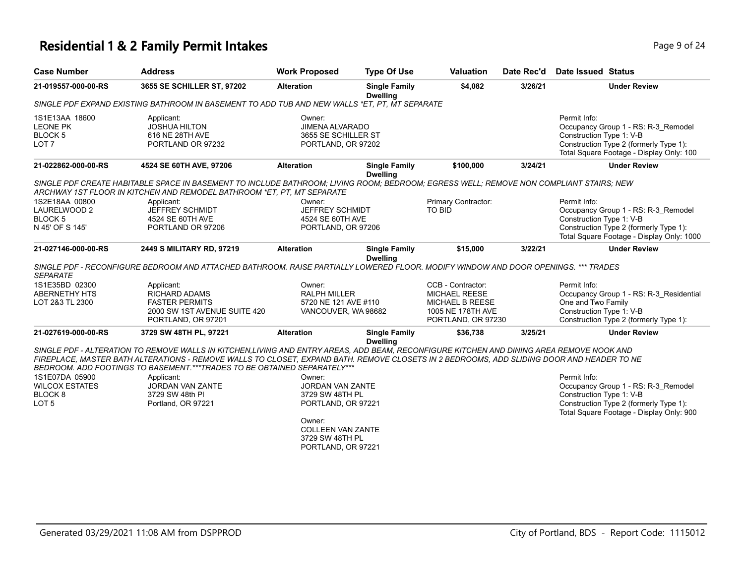# Residential 1 & 2 Family Permit Intakes

| Case Number | Address | Work Proposed | Type Of Use | Valuation | Date Rec'd | Date Issued | Status |
|---|---|---|---|---|---|---|---|
| 21-019557-000-00-RS | 3655 SE SCHILLER ST, 97202 | Alteration | Single Family Dwelling | $4,082 | 3/26/21 | | Under Review |
| 21-022862-000-00-RS | 4524 SE 60TH AVE, 97206 | Alteration | Single Family Dwelling | $100,000 | 3/24/21 | | Under Review |
| 21-027146-000-00-RS | 2449 S MILITARY RD, 97219 | Alteration | Single Family Dwelling | $15,000 | 3/22/21 | | Under Review |
| 21-027619-000-00-RS | 3729 SW 48TH PL, 97221 | Alteration | Single Family Dwelling | $36,738 | 3/25/21 | | Under Review |

## 21-019557-000-00-RS

*SINGLE PDF EXPAND EXISTING BATHROOM IN BASEMENT TO ADD TUB AND NEW WALLS *ET, PT, MT SEPARATE*

1S1E13AA 18600
LEONE PK
BLOCK 5
LOT 7

Applicant:
JOSHUA HILTON
616 NE 28TH AVE
PORTLAND OR 97232

Owner:
JIMENA ALVARADO
3655 SE SCHILLER ST
PORTLAND, OR 97202

Permit Info:
Occupancy Group 1 - RS: R-3_Remodel
Construction Type 1: V-B
Construction Type 2 (formerly Type 1):
Total Square Footage - Display Only: 100

## 21-022862-000-00-RS

*SINGLE PDF CREATE HABITABLE SPACE IN BASEMENT TO INCLUDE BATHROOM; LIVING ROOM; BEDROOM; EGRESS WELL; REMOVE NON COMPLIANT STAIRS; NEW ARCHWAY 1ST FLOOR IN KITCHEN AND REMODEL BATHROOM *ET, PT, MT SEPARATE*

1S2E18AA 00800
LAURELWOOD 2
BLOCK 5
N 45' OF S 145'

Applicant:
JEFFREY SCHMIDT
4524 SE 60TH AVE
PORTLAND OR 97206

Owner:
JEFFREY SCHMIDT
4524 SE 60TH AVE
PORTLAND, OR 97206

Primary Contractor:
TO BID

Permit Info:
Occupancy Group 1 - RS: R-3_Remodel
Construction Type 1: V-B
Construction Type 2 (formerly Type 1):
Total Square Footage - Display Only: 1000

## 21-027146-000-00-RS

*SINGLE PDF - RECONFIGURE BEDROOM AND ATTACHED BATHROOM. RAISE PARTIALLY LOWERED FLOOR. MODIFY WINDOW AND DOOR OPENINGS. *** TRADES SEPARATE*

1S1E35BD 02300
ABERNETHY HTS
LOT 2&3 TL 2300

Applicant:
RICHARD ADAMS
FASTER PERMITS
2000 SW 1ST AVENUE SUITE 420
PORTLAND, OR 97201

Owner:
RALPH MILLER
5720 NE 121 AVE #110
VANCOUVER, WA 98682

CCB - Contractor:
MICHAEL REESE
MICHAEL B REESE
1005 NE 178TH AVE
PORTLAND, OR 97230

Permit Info:
Occupancy Group 1 - RS: R-3_Residential One and Two Family
Construction Type 1: V-B
Construction Type 2 (formerly Type 1):

## 21-027619-000-00-RS

*SINGLE PDF - ALTERATION TO REMOVE WALLS IN KITCHEN,LIVING AND ENTRY AREAS, ADD BEAM, RECONFIGURE KITCHEN AND DINING AREA REMOVE NOOK AND FIREPLACE, MASTER BATH ALTERATIONS - REMOVE WALLS TO CLOSET, EXPAND BATH. REMOVE CLOSETS IN 2 BEDROOMS, ADD SLIDING DOOR AND HEADER TO NE BEDROOM. ADD FOOTINGS TO BASEMENT.***TRADES TO BE OBTAINED SEPARATELY****

1S1E07DA 05900
WILCOX ESTATES
BLOCK 8
LOT 5

Applicant:
JORDAN VAN ZANTE
3729 SW 48th Pl
Portland, OR 97221

Owner:
JORDAN VAN ZANTE
3729 SW 48TH PL
PORTLAND, OR 97221

Owner:
COLLEEN VAN ZANTE
3729 SW 48TH PL
PORTLAND, OR 97221

Permit Info:
Occupancy Group 1 - RS: R-3_Remodel
Construction Type 1: V-B
Construction Type 2 (formerly Type 1):
Total Square Footage - Display Only: 900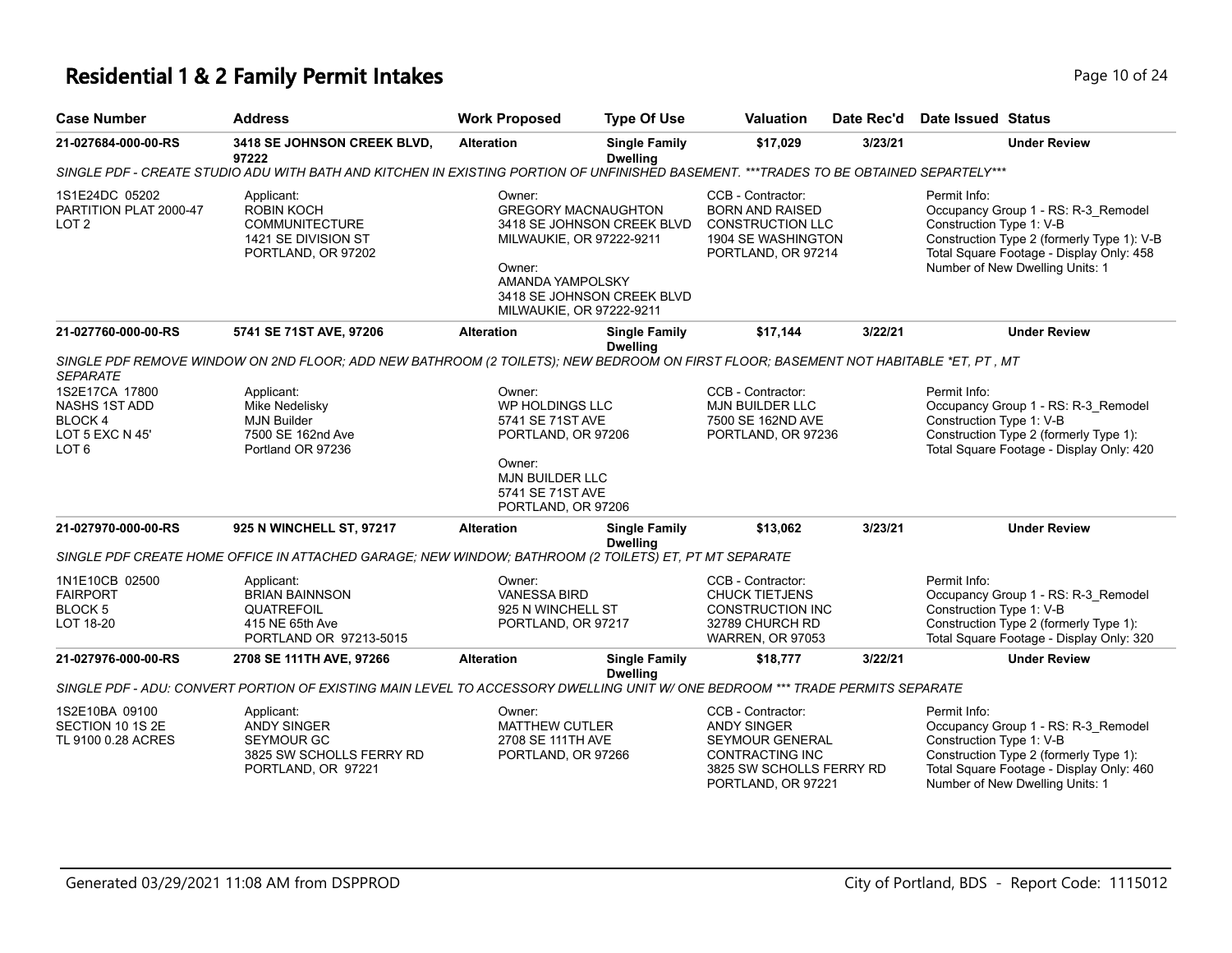# Residential 1 & 2 Family Permit Intakes

| Case Number | Address | Work Proposed | Type Of Use | Valuation | Date Rec'd | Date Issued | Status |
|---|---|---|---|---|---|---|---|
| 21-027684-000-00-RS | 3418 SE JOHNSON CREEK BLVD, 97222 | Alteration | Single Family Dwelling | $17,029 | 3/23/21 | | Under Review |

SINGLE PDF - CREATE STUDIO ADU WITH BATH AND KITCHEN IN EXISTING PORTION OF UNFINISHED BASEMENT. ***TRADES TO BE OBTAINED SEPARTELY***

1S1E24DC 05202
PARTITION PLAT 2000-47
LOT 2

Applicant:
ROBIN KOCH
COMMUNITECTURE
1421 SE DIVISION ST
PORTLAND, OR 97202

Owner:
GREGORY MACNAUGHTON
3418 SE JOHNSON CREEK BLVD
MILWAUKIE, OR 97222-9211

Owner:
AMANDA YAMPOLSKY
3418 SE JOHNSON CREEK BLVD
MILWAUKIE, OR 97222-9211

CCB - Contractor:
BORN AND RAISED
CONSTRUCTION LLC
1904 SE WASHINGTON
PORTLAND, OR 97214

Permit Info:
Occupancy Group 1 - RS: R-3_Remodel
Construction Type 1: V-B
Construction Type 2 (formerly Type 1): V-B
Total Square Footage - Display Only: 458
Number of New Dwelling Units: 1

| Case Number | Address | Work Proposed | Type Of Use | Valuation | Date Rec'd | Date Issued | Status |
|---|---|---|---|---|---|---|---|
| 21-027760-000-00-RS | 5741 SE 71ST AVE, 97206 | Alteration | Single Family Dwelling | $17,144 | 3/22/21 | | Under Review |

SINGLE PDF REMOVE WINDOW ON 2ND FLOOR; ADD NEW BATHROOM (2 TOILETS); NEW BEDROOM ON FIRST FLOOR; BASEMENT NOT HABITABLE *ET, PT , MT SEPARATE

1S2E17CA 17800
NASHS 1ST ADD
BLOCK 4
LOT 5 EXC N 45'
LOT 6

Applicant:
Mike Nedelisky
MJN Builder
7500 SE 162nd Ave
Portland OR 97236

Owner:
WP HOLDINGS LLC
5741 SE 71ST AVE
PORTLAND, OR 97206

Owner:
MJN BUILDER LLC
5741 SE 71ST AVE
PORTLAND, OR 97206

CCB - Contractor:
MJN BUILDER LLC
7500 SE 162ND AVE
PORTLAND, OR 97236

Permit Info:
Occupancy Group 1 - RS: R-3_Remodel
Construction Type 1: V-B
Construction Type 2 (formerly Type 1):
Total Square Footage - Display Only: 420

| Case Number | Address | Work Proposed | Type Of Use | Valuation | Date Rec'd | Date Issued | Status |
|---|---|---|---|---|---|---|---|
| 21-027970-000-00-RS | 925 N WINCHELL ST, 97217 | Alteration | Single Family Dwelling | $13,062 | 3/23/21 | | Under Review |

SINGLE PDF CREATE HOME OFFICE IN ATTACHED GARAGE; NEW WINDOW; BATHROOM (2 TOILETS) ET, PT MT SEPARATE

1N1E10CB 02500
FAIRPORT
BLOCK 5
LOT 18-20

Applicant:
BRIAN BAINNSON
QUATREFOIL
415 NE 65th Ave
PORTLAND OR 97213-5015

Owner:
VANESSA BIRD
925 N WINCHELL ST
PORTLAND, OR 97217

CCB - Contractor:
CHUCK TIETJENS
CONSTRUCTION INC
32789 CHURCH RD
WARREN, OR 97053

Permit Info:
Occupancy Group 1 - RS: R-3_Remodel
Construction Type 1: V-B
Construction Type 2 (formerly Type 1):
Total Square Footage - Display Only: 320

| Case Number | Address | Work Proposed | Type Of Use | Valuation | Date Rec'd | Date Issued | Status |
|---|---|---|---|---|---|---|---|
| 21-027976-000-00-RS | 2708 SE 111TH AVE, 97266 | Alteration | Single Family Dwelling | $18,777 | 3/22/21 | | Under Review |

SINGLE PDF - ADU: CONVERT PORTION OF EXISTING MAIN LEVEL TO ACCESSORY DWELLING UNIT W/ ONE BEDROOM *** TRADE PERMITS SEPARATE

1S2E10BA 09100
SECTION 10 1S 2E
TL 9100 0.28 ACRES

Applicant:
ANDY SINGER
SEYMOUR GC
3825 SW SCHOLLS FERRY RD
PORTLAND, OR 97221

Owner:
MATTHEW CUTLER
2708 SE 111TH AVE
PORTLAND, OR 97266

CCB - Contractor:
ANDY SINGER
SEYMOUR GENERAL
CONTRACTING INC
3825 SW SCHOLLS FERRY RD
PORTLAND, OR 97221

Permit Info:
Occupancy Group 1 - RS: R-3_Remodel
Construction Type 1: V-B
Construction Type 2 (formerly Type 1):
Total Square Footage - Display Only: 460
Number of New Dwelling Units: 1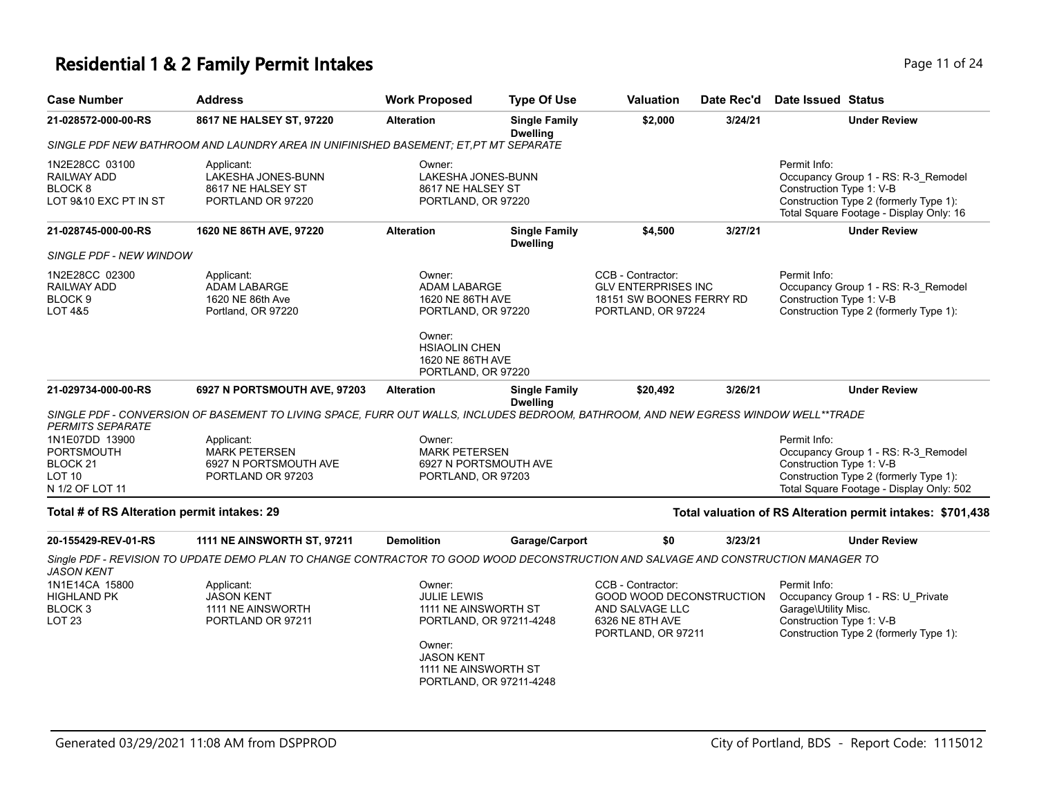# Residential 1 & 2 Family Permit Intakes

| Case Number | Address | Work Proposed | Type Of Use | Valuation | Date Rec'd | Date Issued | Status |
|---|---|---|---|---|---|---|---|
| 21-028572-000-00-RS | 8617 NE HALSEY ST, 97220 | Alteration | Single Family Dwelling | $2,000 | 3/24/21 | | Under Review |

*SINGLE PDF NEW BATHROOM AND LAUNDRY AREA IN UNIFINISHED BASEMENT; ET,PT MT SEPARATE*

1N2E28CC 03100
RAILWAY ADD
BLOCK 8
LOT 9&10 EXC PT IN ST

Applicant:
LAKESHA JONES-BUNN
8617 NE HALSEY ST
PORTLAND OR 97220

Owner:
LAKESHA JONES-BUNN
8617 NE HALSEY ST
PORTLAND, OR 97220

Permit Info:
Occupancy Group 1 - RS: R-3_Remodel
Construction Type 1: V-B
Construction Type 2 (formerly Type 1):
Total Square Footage - Display Only: 16

| Case Number | Address | Work Proposed | Type Of Use | Valuation | Date Rec'd | Date Issued | Status |
|---|---|---|---|---|---|---|---|
| 21-028745-000-00-RS | 1620 NE 86TH AVE, 97220 | Alteration | Single Family Dwelling | $4,500 | 3/27/21 | | Under Review |

*SINGLE PDF - NEW WINDOW*

1N2E28CC 02300
RAILWAY ADD
BLOCK 9
LOT 4&5

Applicant:
ADAM LABARGE
1620 NE 86th Ave
Portland, OR 97220

Owner:
ADAM LABARGE
1620 NE 86TH AVE
PORTLAND, OR 97220

Owner:
HSIAOLIN CHEN
1620 NE 86TH AVE
PORTLAND, OR 97220

CCB - Contractor:
GLV ENTERPRISES INC
18151 SW BOONES FERRY RD
PORTLAND, OR 97224

Permit Info:
Occupancy Group 1 - RS: R-3_Remodel
Construction Type 1: V-B
Construction Type 2 (formerly Type 1):

| Case Number | Address | Work Proposed | Type Of Use | Valuation | Date Rec'd | Date Issued | Status |
|---|---|---|---|---|---|---|---|
| 21-029734-000-00-RS | 6927 N PORTSMOUTH AVE, 97203 | Alteration | Single Family Dwelling | $20,492 | 3/26/21 | | Under Review |

*SINGLE PDF - CONVERSION OF BASEMENT TO LIVING SPACE, FURR OUT WALLS, INCLUDES BEDROOM, BATHROOM, AND NEW EGRESS WINDOW WELL**TRADE PERMITS SEPARATE*

1N1E07DD 13900
PORTSMOUTH
BLOCK 21
LOT 10
N 1/2 OF LOT 11

Applicant:
MARK PETERSEN
6927 N PORTSMOUTH AVE
PORTLAND OR 97203

Owner:
MARK PETERSEN
6927 N PORTSMOUTH AVE
PORTLAND, OR 97203

Permit Info:
Occupancy Group 1 - RS: R-3_Remodel
Construction Type 1: V-B
Construction Type 2 (formerly Type 1):
Total Square Footage - Display Only: 502

**Total # of RS Alteration permit intakes: 29**

**Total valuation of RS Alteration permit intakes: $701,438**

| Case Number | Address | Work Proposed | Type Of Use | Valuation | Date Rec'd | Date Issued | Status |
|---|---|---|---|---|---|---|---|
| 20-155429-REV-01-RS | 1111 NE AINSWORTH ST, 97211 | Demolition | Garage/Carport | $0 | 3/23/21 | | Under Review |

*Single PDF - REVISION TO UPDATE DEMO PLAN TO CHANGE CONTRACTOR TO GOOD WOOD DECONSTRUCTION AND SALVAGE AND CONSTRUCTION MANAGER TO JASON KENT*

1N1E14CA 15800
HIGHLAND PK
BLOCK 3
LOT 23

Applicant:
JASON KENT
1111 NE AINSWORTH
PORTLAND OR 97211

Owner:
JULIE LEWIS
1111 NE AINSWORTH ST
PORTLAND, OR 97211-4248

Owner:
JASON KENT
1111 NE AINSWORTH ST
PORTLAND, OR 97211-4248

CCB - Contractor:
GOOD WOOD DECONSTRUCTION AND SALVAGE LLC
6326 NE 8TH AVE
PORTLAND, OR 97211

Permit Info:
Occupancy Group 1 - RS: U_Private Garage\Utility Misc.
Construction Type 1: V-B
Construction Type 2 (formerly Type 1):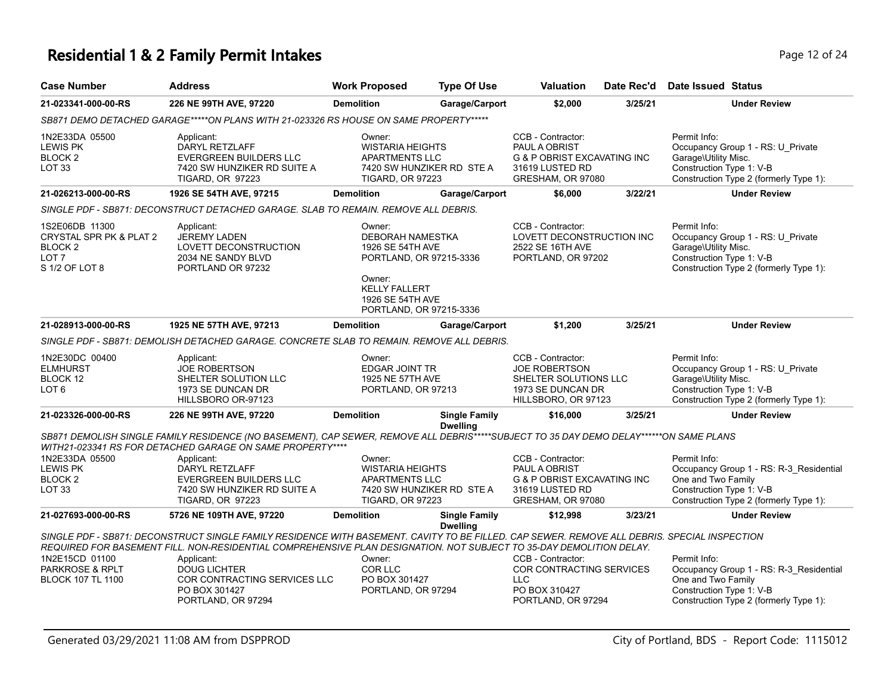# Residential 1 & 2 Family Permit Intakes

| Case Number | Address | Work Proposed | Type Of Use | Valuation | Date Rec'd | Date Issued | Status |
|---|---|---|---|---|---|---|---|
| 21-023341-000-00-RS | 226 NE 99TH AVE, 97220 | Demolition | Garage/Carport | $2,000 | 3/25/21 | | Under Review |

*SB871 DEMO DETACHED GARAGE*****ON PLANS WITH 21-023326 RS HOUSE ON SAME PROPERTY******

1N2E33DA 05500
LEWIS PK
BLOCK 2
LOT 33

Applicant:
DARYL RETZLAFF
EVERGREEN BUILDERS LLC
7420 SW HUNZIKER RD SUITE A
TIGARD, OR 97223

Owner:
WISTARIA HEIGHTS APARTMENTS LLC
7420 SW HUNZIKER RD STE A
TIGARD, OR 97223

CCB - Contractor:
PAUL A OBRIST
G & P OBRIST EXCAVATING INC
31619 LUSTED RD
GRESHAM, OR 97080

Permit Info:
Occupancy Group 1 - RS: U_Private Garage\Utility Misc.
Construction Type 1: V-B
Construction Type 2 (formerly Type 1):

| Case Number | Address | Work Proposed | Type Of Use | Valuation | Date Rec'd | Date Issued | Status |
|---|---|---|---|---|---|---|---|
| 21-026213-000-00-RS | 1926 SE 54TH AVE, 97215 | Demolition | Garage/Carport | $6,000 | 3/22/21 | | Under Review |

*SINGLE PDF - SB871: DECONSTRUCT DETACHED GARAGE. SLAB TO REMAIN. REMOVE ALL DEBRIS.*

1S2E06DB 11300
CRYSTAL SPR PK & PLAT 2
BLOCK 2
LOT 7
S 1/2 OF LOT 8

Applicant:
JEREMY LADEN
LOVETT DECONSTRUCTION
2034 NE SANDY BLVD
PORTLAND OR 97232

Owner:
DEBORAH NAMESTKA
1926 SE 54TH AVE
PORTLAND, OR 97215-3336

Owner:
KELLY FALLERT
1926 SE 54TH AVE
PORTLAND, OR 97215-3336

CCB - Contractor:
LOVETT DECONSTRUCTION INC
2522 SE 16TH AVE
PORTLAND, OR 97202

Permit Info:
Occupancy Group 1 - RS: U_Private Garage\Utility Misc.
Construction Type 1: V-B
Construction Type 2 (formerly Type 1):

| Case Number | Address | Work Proposed | Type Of Use | Valuation | Date Rec'd | Date Issued | Status |
|---|---|---|---|---|---|---|---|
| 21-028913-000-00-RS | 1925 NE 57TH AVE, 97213 | Demolition | Garage/Carport | $1,200 | 3/25/21 | | Under Review |

*SINGLE PDF - SB871: DEMOLISH DETACHED GARAGE. CONCRETE SLAB TO REMAIN. REMOVE ALL DEBRIS.*

1N2E30DC 00400
ELMHURST
BLOCK 12
LOT 6

Applicant:
JOE ROBERTSON
SHELTER SOLUTION LLC
1973 SE DUNCAN DR
HILLSBORO OR-97123

Owner:
EDGAR JOINT TR
1925 NE 57TH AVE
PORTLAND, OR 97213

CCB - Contractor:
JOE ROBERTSON
SHELTER SOLUTIONS LLC
1973 SE DUNCAN DR
HILLSBORO, OR 97123

Permit Info:
Occupancy Group 1 - RS: U_Private Garage\Utility Misc.
Construction Type 1: V-B
Construction Type 2 (formerly Type 1):

| Case Number | Address | Work Proposed | Type Of Use | Valuation | Date Rec'd | Date Issued | Status |
|---|---|---|---|---|---|---|---|
| 21-023326-000-00-RS | 226 NE 99TH AVE, 97220 | Demolition | Single Family Dwelling | $16,000 | 3/25/21 | | Under Review |

*SB871 DEMOLISH SINGLE FAMILY RESIDENCE (NO BASEMENT), CAP SEWER, REMOVE ALL DEBRIS*****SUBJECT TO 35 DAY DEMO DELAY******ON SAME PLANS WITH21-023341 RS FOR DETACHED GARAGE ON SAME PROPERTY*****

1N2E33DA 05500
LEWIS PK
BLOCK 2
LOT 33

Applicant:
DARYL RETZLAFF
EVERGREEN BUILDERS LLC
7420 SW HUNZIKER RD SUITE A
TIGARD, OR 97223

Owner:
WISTARIA HEIGHTS APARTMENTS LLC
7420 SW HUNZIKER RD STE A
TIGARD, OR 97223

CCB - Contractor:
PAUL A OBRIST
G & P OBRIST EXCAVATING INC
31619 LUSTED RD
GRESHAM, OR 97080

Permit Info:
Occupancy Group 1 - RS: R-3_Residential One and Two Family
Construction Type 1: V-B
Construction Type 2 (formerly Type 1):

| Case Number | Address | Work Proposed | Type Of Use | Valuation | Date Rec'd | Date Issued | Status |
|---|---|---|---|---|---|---|---|
| 21-027693-000-00-RS | 5726 NE 109TH AVE, 97220 | Demolition | Single Family Dwelling | $12,998 | 3/23/21 | | Under Review |

*SINGLE PDF - SB871: DECONSTRUCT SINGLE FAMILY RESIDENCE WITH BASEMENT. CAVITY TO BE FILLED. CAP SEWER. REMOVE ALL DEBRIS. SPECIAL INSPECTION REQUIRED FOR BASEMENT FILL. NON-RESIDENTIAL COMPREHENSIVE PLAN DESIGNATION. NOT SUBJECT TO 35-DAY DEMOLITION DELAY.*

1N2E15CD 01100
PARKROSE & RPLT
BLOCK 107 TL 1100

Applicant:
DOUG LICHTER
COR CONTRACTING SERVICES LLC
PO BOX 301427
PORTLAND, OR 97294

Owner:
COR LLC
PO BOX 301427
PORTLAND, OR 97294

CCB - Contractor:
COR CONTRACTING SERVICES LLC
PO BOX 310427
PORTLAND, OR 97294

Permit Info:
Occupancy Group 1 - RS: R-3_Residential One and Two Family
Construction Type 1: V-B
Construction Type 2 (formerly Type 1):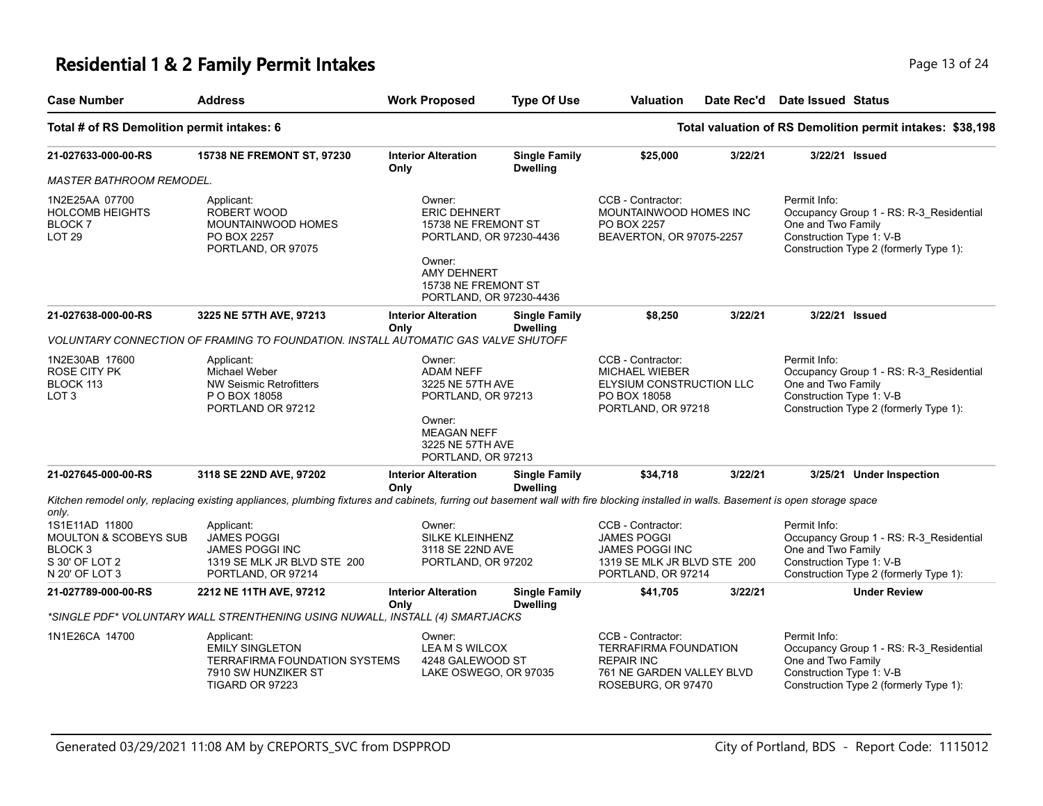# Residential 1 & 2 Family Permit Intakes

| Case Number | Address | Work Proposed | Type Of Use | Valuation | Date Rec'd | Date Issued | Status |
|---|---|---|---|---|---|---|---|

**Total # of RS Demolition permit intakes: 6** — **Total valuation of RS Demolition permit intakes: $38,198**

---

| Case Number | Address | Work Proposed | Type Of Use | Valuation | Date Rec'd | Date Issued | Status |
|---|---|---|---|---|---|---|---|
| 21-027633-000-00-RS | 15738 NE FREMONT ST, 97230 | Interior Alteration Only | Single Family Dwelling | $25,000 | 3/22/21 | 3/22/21 | Issued |

*MASTER BATHROOM REMODEL.*

1N2E25AA 07700
HOLCOMB HEIGHTS
BLOCK 7
LOT 29

Applicant:
ROBERT WOOD
MOUNTAINWOOD HOMES
PO BOX 2257
PORTLAND, OR 97075

Owner:
ERIC DEHNERT
15738 NE FREMONT ST
PORTLAND, OR 97230-4436

Owner:
AMY DEHNERT
15738 NE FREMONT ST
PORTLAND, OR 97230-4436

CCB - Contractor:
MOUNTAINWOOD HOMES INC
PO BOX 2257
BEAVERTON, OR 97075-2257

Permit Info:
Occupancy Group 1 - RS: R-3_Residential One and Two Family
Construction Type 1: V-B
Construction Type 2 (formerly Type 1):

---

| Case Number | Address | Work Proposed | Type Of Use | Valuation | Date Rec'd | Date Issued | Status |
|---|---|---|---|---|---|---|---|
| 21-027638-000-00-RS | 3225 NE 57TH AVE, 97213 | Interior Alteration Only | Single Family Dwelling | $8,250 | 3/22/21 | 3/22/21 | Issued |

*VOLUNTARY CONNECTION OF FRAMING TO FOUNDATION. INSTALL AUTOMATIC GAS VALVE SHUTOFF*

1N2E30AB 17600
ROSE CITY PK
BLOCK 113
LOT 3

Applicant:
Michael Weber
NW Seismic Retrofitters
P O BOX 18058
PORTLAND OR 97212

Owner:
ADAM NEFF
3225 NE 57TH AVE
PORTLAND, OR 97213

Owner:
MEAGAN NEFF
3225 NE 57TH AVE
PORTLAND, OR 97213

CCB - Contractor:
MICHAEL WIEBER
ELYSIUM CONSTRUCTION LLC
PO BOX 18058
PORTLAND, OR 97218

Permit Info:
Occupancy Group 1 - RS: R-3_Residential One and Two Family
Construction Type 1: V-B
Construction Type 2 (formerly Type 1):

---

| Case Number | Address | Work Proposed | Type Of Use | Valuation | Date Rec'd | Date Issued | Status |
|---|---|---|---|---|---|---|---|
| 21-027645-000-00-RS | 3118 SE 22ND AVE, 97202 | Interior Alteration Only | Single Family Dwelling | $34,718 | 3/22/21 | 3/25/21 | Under Inspection |

*Kitchen remodel only, replacing existing appliances, plumbing fixtures and cabinets, furring out basement wall with fire blocking installed in walls. Basement is open storage space only.*

1S1E11AD 11800
MOULTON & SCOBEYS SUB
BLOCK 3
S 30' OF LOT 2
N 20' OF LOT 3

Applicant:
JAMES POGGI
JAMES POGGI INC
1319 SE MLK JR BLVD STE 200
PORTLAND, OR 97214

Owner:
SILKE KLEINHENZ
3118 SE 22ND AVE
PORTLAND, OR 97202

CCB - Contractor:
JAMES POGGI
JAMES POGGI INC
1319 SE MLK JR BLVD STE 200
PORTLAND, OR 97214

Permit Info:
Occupancy Group 1 - RS: R-3_Residential One and Two Family
Construction Type 1: V-B
Construction Type 2 (formerly Type 1):

---

| Case Number | Address | Work Proposed | Type Of Use | Valuation | Date Rec'd | Date Issued | Status |
|---|---|---|---|---|---|---|---|
| 21-027789-000-00-RS | 2212 NE 11TH AVE, 97212 | Interior Alteration Only | Single Family Dwelling | $41,705 | 3/22/21 | | Under Review |

*\*SINGLE PDF\* VOLUNTARY WALL STRENTHENING USING NUWALL, INSTALL (4) SMARTJACKS*

1N1E26CA 14700

Applicant:
EMILY SINGLETON
TERRAFIRMA FOUNDATION SYSTEMS
7910 SW HUNZIKER ST
TIGARD OR 97223

Owner:
LEA M S WILCOX
4248 GALEWOOD ST
LAKE OSWEGO, OR 97035

CCB - Contractor:
TERRAFIRMA FOUNDATION REPAIR INC
761 NE GARDEN VALLEY BLVD
ROSEBURG, OR 97470

Permit Info:
Occupancy Group 1 - RS: R-3_Residential One and Two Family
Construction Type 1: V-B
Construction Type 2 (formerly Type 1):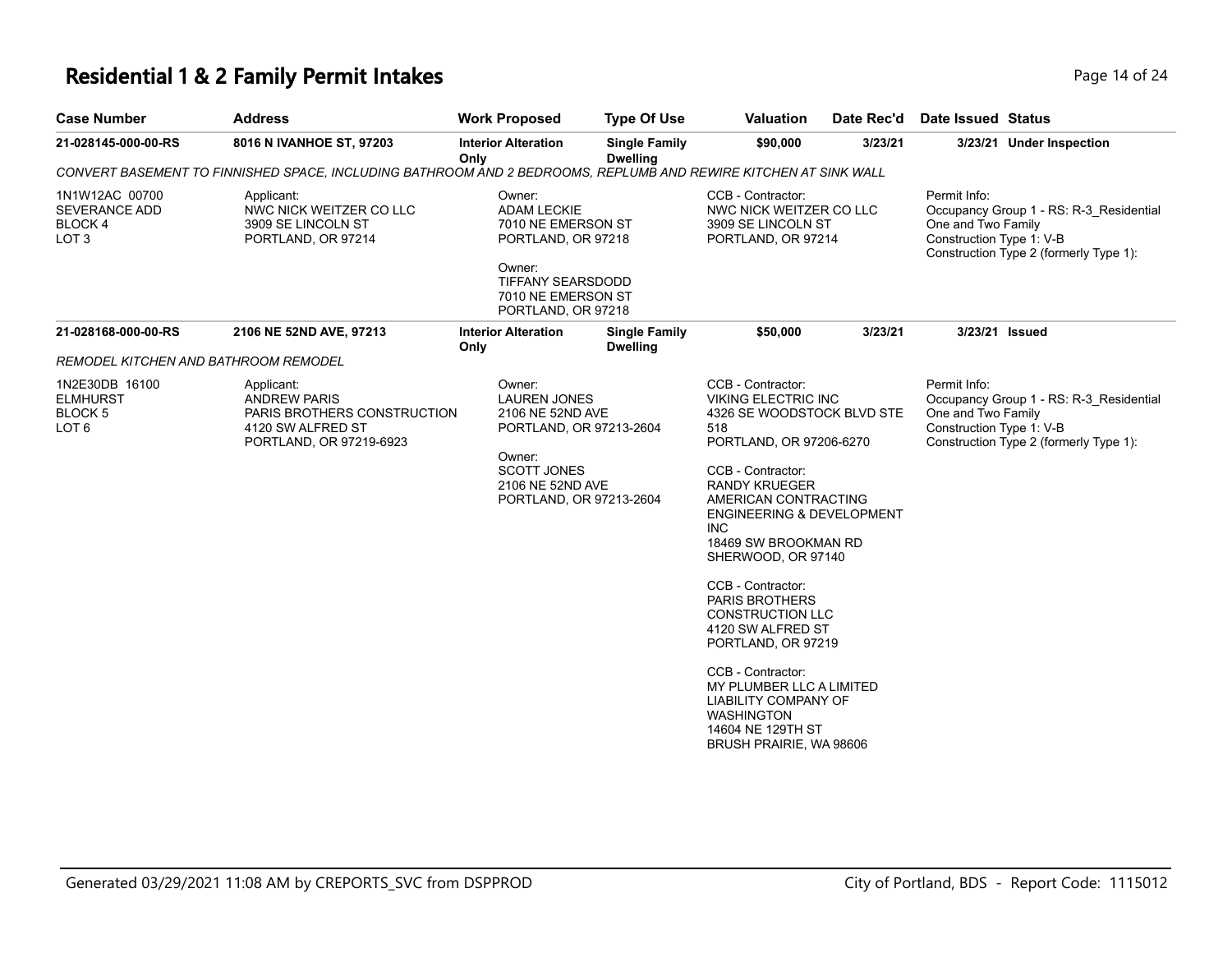# Residential 1 & 2 Family Permit Intakes

| Case Number | Address | Work Proposed | Type Of Use | Valuation | Date Rec'd | Date Issued | Status |
|---|---|---|---|---|---|---|---|
| 21-028145-000-00-RS | 8016 N IVANHOE ST, 97203 | Interior Alteration Only | Single Family Dwelling | $90,000 | 3/23/21 | 3/23/21 | Under Inspection |

*CONVERT BASEMENT TO FINNISHED SPACE, INCLUDING BATHROOM AND 2 BEDROOMS, REPLUMB AND REWIRE KITCHEN AT SINK WALL*

1N1W12AC 00700
SEVERANCE ADD
BLOCK 4
LOT 3

Applicant:
NWC NICK WEITZER CO LLC
3909 SE LINCOLN ST
PORTLAND, OR 97214

Owner:
ADAM LECKIE
7010 NE EMERSON ST
PORTLAND, OR 97218

Owner:
TIFFANY SEARSDODD
7010 NE EMERSON ST
PORTLAND, OR 97218

CCB - Contractor:
NWC NICK WEITZER CO LLC
3909 SE LINCOLN ST
PORTLAND, OR 97214

Permit Info:
Occupancy Group 1 - RS: R-3_Residential One and Two Family
Construction Type 1: V-B
Construction Type 2 (formerly Type 1):

| Case Number | Address | Work Proposed | Type Of Use | Valuation | Date Rec'd | Date Issued | Status |
|---|---|---|---|---|---|---|---|
| 21-028168-000-00-RS | 2106 NE 52ND AVE, 97213 | Interior Alteration Only | Single Family Dwelling | $50,000 | 3/23/21 | 3/23/21 | Issued |

*REMODEL KITCHEN AND BATHROOM REMODEL*

1N2E30DB 16100
ELMHURST
BLOCK 5
LOT 6

Applicant:
ANDREW PARIS
PARIS BROTHERS CONSTRUCTION
4120 SW ALFRED ST
PORTLAND, OR 97219-6923

Owner:
LAUREN JONES
2106 NE 52ND AVE
PORTLAND, OR 97213-2604

Owner:
SCOTT JONES
2106 NE 52ND AVE
PORTLAND, OR 97213-2604

CCB - Contractor:
VIKING ELECTRIC INC
4326 SE WOODSTOCK BLVD STE 518
PORTLAND, OR 97206-6270

CCB - Contractor:
RANDY KRUEGER
AMERICAN CONTRACTING ENGINEERING & DEVELOPMENT INC
18469 SW BROOKMAN RD
SHERWOOD, OR 97140

CCB - Contractor:
PARIS BROTHERS CONSTRUCTION LLC
4120 SW ALFRED ST
PORTLAND, OR 97219

CCB - Contractor:
MY PLUMBER LLC A LIMITED LIABILITY COMPANY OF WASHINGTON
14604 NE 129TH ST
BRUSH PRAIRIE, WA 98606

Permit Info:
Occupancy Group 1 - RS: R-3_Residential One and Two Family
Construction Type 1: V-B
Construction Type 2 (formerly Type 1):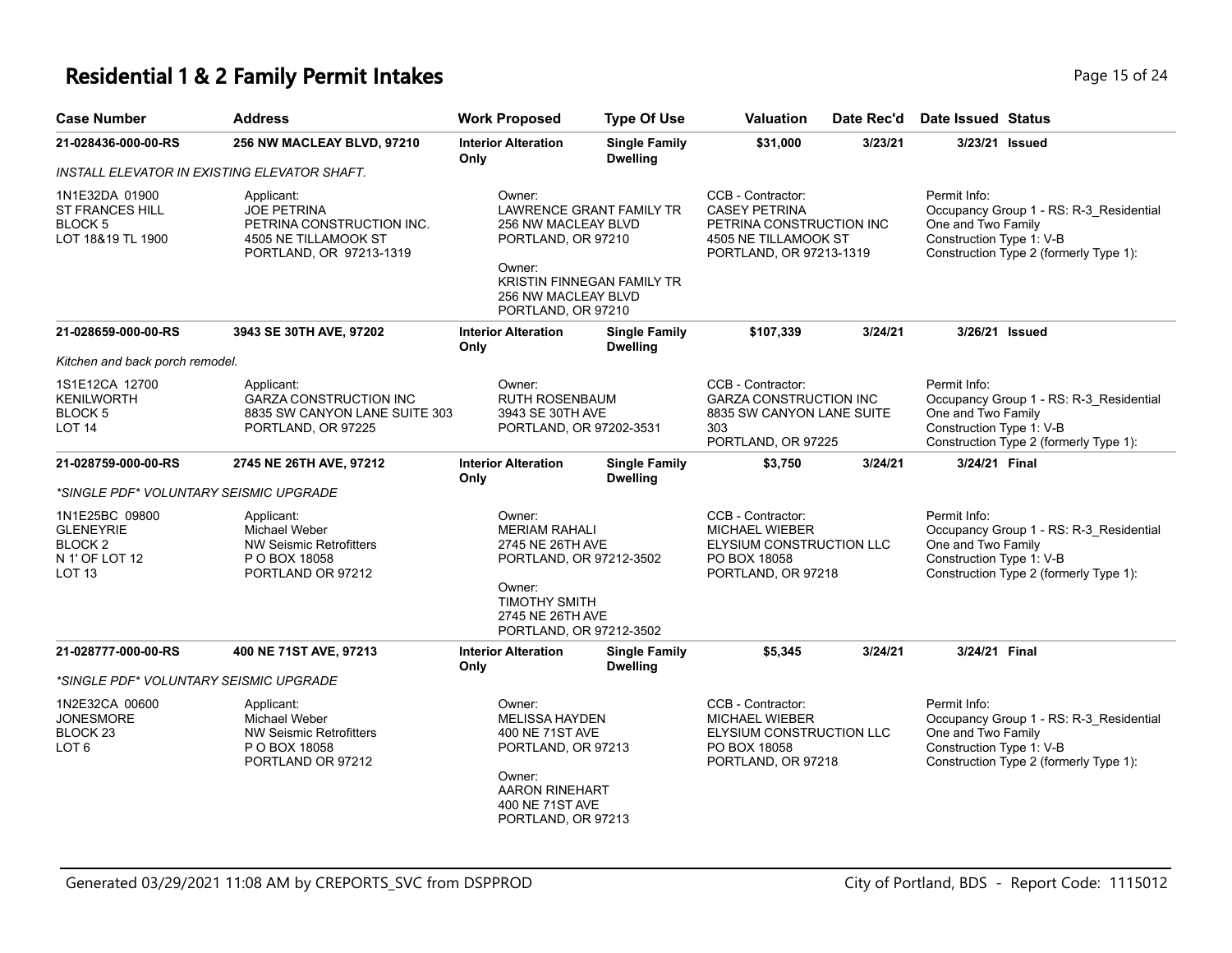# Residential 1 & 2 Family Permit Intakes

| Case Number | Address | Work Proposed | Type Of Use | Valuation | Date Rec'd | Date Issued | Status |
|---|---|---|---|---|---|---|---|
| **21-028436-000-00-RS** | **256 NW MACLEAY BLVD, 97210** | **Interior Alteration Only** | **Single Family Dwelling** | **$31,000** | **3/23/21** | **3/23/21** | **Issued** |
| *INSTALL ELEVATOR IN EXISTING ELEVATOR SHAFT.* | | | | | | | |
| 1N1E32DA 01900 ST FRANCES HILL BLOCK 5 LOT 18&19 TL 1900 | Applicant: JOE PETRINA PETRINA CONSTRUCTION INC. 4505 NE TILLAMOOK ST PORTLAND, OR 97213-1319 | Owner: LAWRENCE GRANT FAMILY TR 256 NW MACLEAY BLVD PORTLAND, OR 97210 Owner: KRISTIN FINNEGAN FAMILY TR 256 NW MACLEAY BLVD PORTLAND, OR 97210 | | CCB - Contractor: CASEY PETRINA PETRINA CONSTRUCTION INC 4505 NE TILLAMOOK ST PORTLAND, OR 97213-1319 | | Permit Info: Occupancy Group 1 - RS: R-3_Residential One and Two Family Construction Type 1: V-B Construction Type 2 (formerly Type 1): | |
| **21-028659-000-00-RS** | **3943 SE 30TH AVE, 97202** | **Interior Alteration Only** | **Single Family Dwelling** | **$107,339** | **3/24/21** | **3/26/21** | **Issued** |
| *Kitchen and back porch remodel.* | | | | | | | |
| 1S1E12CA 12700 KENILWORTH BLOCK 5 LOT 14 | Applicant: GARZA CONSTRUCTION INC 8835 SW CANYON LANE SUITE 303 PORTLAND, OR 97225 | Owner: RUTH ROSENBAUM 3943 SE 30TH AVE PORTLAND, OR 97202-3531 | | CCB - Contractor: GARZA CONSTRUCTION INC 8835 SW CANYON LANE SUITE 303 PORTLAND, OR 97225 | | Permit Info: Occupancy Group 1 - RS: R-3_Residential One and Two Family Construction Type 1: V-B Construction Type 2 (formerly Type 1): | |
| **21-028759-000-00-RS** | **2745 NE 26TH AVE, 97212** | **Interior Alteration Only** | **Single Family Dwelling** | **$3,750** | **3/24/21** | **3/24/21** | **Final** |
| *\*SINGLE PDF\* VOLUNTARY SEISMIC UPGRADE* | | | | | | | |
| 1N1E25BC 09800 GLENEYRIE BLOCK 2 N 1' OF LOT 12 LOT 13 | Applicant: Michael Weber NW Seismic Retrofitters P O BOX 18058 PORTLAND OR 97212 | Owner: MERIAM RAHALI 2745 NE 26TH AVE PORTLAND, OR 97212-3502 Owner: TIMOTHY SMITH 2745 NE 26TH AVE PORTLAND, OR 97212-3502 | | CCB - Contractor: MICHAEL WIEBER ELYSIUM CONSTRUCTION LLC PO BOX 18058 PORTLAND, OR 97218 | | Permit Info: Occupancy Group 1 - RS: R-3_Residential One and Two Family Construction Type 1: V-B Construction Type 2 (formerly Type 1): | |
| **21-028777-000-00-RS** | **400 NE 71ST AVE, 97213** | **Interior Alteration Only** | **Single Family Dwelling** | **$5,345** | **3/24/21** | **3/24/21** | **Final** |
| *\*SINGLE PDF\* VOLUNTARY SEISMIC UPGRADE* | | | | | | | |
| 1N2E32CA 00600 JONESMORE BLOCK 23 LOT 6 | Applicant: Michael Weber NW Seismic Retrofitters P O BOX 18058 PORTLAND OR 97212 | Owner: MELISSA HAYDEN 400 NE 71ST AVE PORTLAND, OR 97213 Owner: AARON RINEHART 400 NE 71ST AVE PORTLAND, OR 97213 | | CCB - Contractor: MICHAEL WIEBER ELYSIUM CONSTRUCTION LLC PO BOX 18058 PORTLAND, OR 97218 | | Permit Info: Occupancy Group 1 - RS: R-3_Residential One and Two Family Construction Type 1: V-B Construction Type 2 (formerly Type 1): | |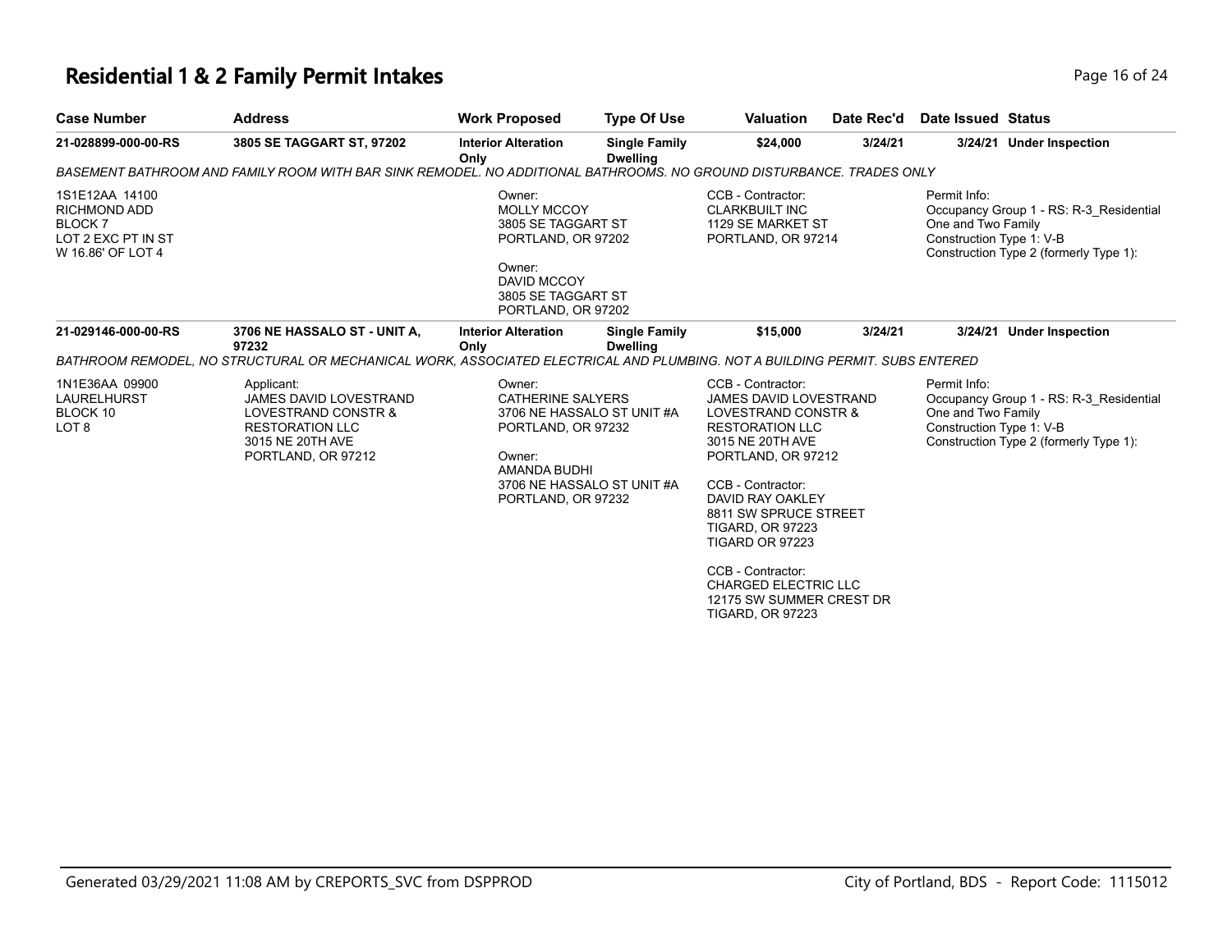# Residential 1 & 2 Family Permit Intakes

| Case Number | Address | Work Proposed | Type Of Use | Valuation | Date Rec'd | Date Issued | Status |
|---|---|---|---|---|---|---|---|
| 21-028899-000-00-RS | 3805 SE TAGGART ST, 97202 | Interior Alteration Only | Single Family Dwelling | $24,000 | 3/24/21 | 3/24/21 | Under Inspection |

*BASEMENT BATHROOM AND FAMILY ROOM WITH BAR SINK REMODEL. NO ADDITIONAL BATHROOMS. NO GROUND DISTURBANCE. TRADES ONLY*

1S1E12AA 14100
RICHMOND ADD
BLOCK 7
LOT 2 EXC PT IN ST
W 16.86' OF LOT 4

Owner:
MOLLY MCCOY
3805 SE TAGGART ST
PORTLAND, OR 97202

Owner:
DAVID MCCOY
3805 SE TAGGART ST
PORTLAND, OR 97202

CCB - Contractor:
CLARKBUILT INC
1129 SE MARKET ST
PORTLAND, OR 97214

Permit Info:
Occupancy Group 1 - RS: R-3_Residential One and Two Family
Construction Type 1: V-B
Construction Type 2 (formerly Type 1):

| Case Number | Address | Work Proposed | Type Of Use | Valuation | Date Rec'd | Date Issued | Status |
|---|---|---|---|---|---|---|---|
| 21-029146-000-00-RS | 3706 NE HASSALO ST - UNIT A, 97232 | Interior Alteration Only | Single Family Dwelling | $15,000 | 3/24/21 | 3/24/21 | Under Inspection |

*BATHROOM REMODEL, NO STRUCTURAL OR MECHANICAL WORK, ASSOCIATED ELECTRICAL AND PLUMBING. NOT A BUILDING PERMIT. SUBS ENTERED*

1N1E36AA 09900
LAURELHURST
BLOCK 10
LOT 8

Applicant:
JAMES DAVID LOVESTRAND
LOVESTRAND CONSTR & RESTORATION LLC
3015 NE 20TH AVE
PORTLAND, OR 97212

Owner:
CATHERINE SALYERS
3706 NE HASSALO ST UNIT #A
PORTLAND, OR 97232

Owner:
AMANDA BUDHI
3706 NE HASSALO ST UNIT #A
PORTLAND, OR 97232

CCB - Contractor:
JAMES DAVID LOVESTRAND
LOVESTRAND CONSTR & RESTORATION LLC
3015 NE 20TH AVE
PORTLAND, OR 97212

CCB - Contractor:
DAVID RAY OAKLEY
8811 SW SPRUCE STREET
TIGARD, OR 97223
TIGARD OR 97223

CCB - Contractor:
CHARGED ELECTRIC LLC
12175 SW SUMMER CREST DR
TIGARD, OR 97223

Permit Info:
Occupancy Group 1 - RS: R-3_Residential One and Two Family
Construction Type 1: V-B
Construction Type 2 (formerly Type 1):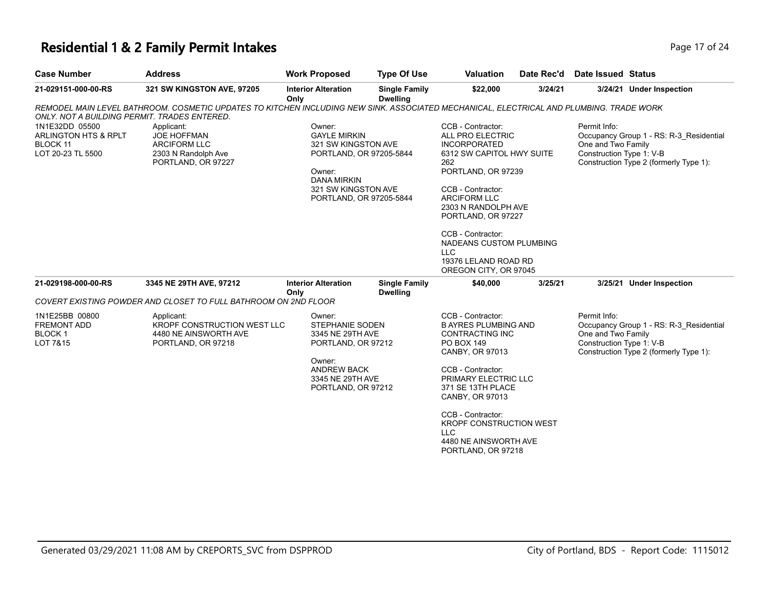# Residential 1 & 2 Family Permit Intakes

| Case Number | Address | Work Proposed | Type Of Use | Valuation | Date Rec'd | Date Issued | Status |
|---|---|---|---|---|---|---|---|
| **21-029151-000-00-RS** | **321 SW KINGSTON AVE, 97205** | **Interior Alteration Only** | **Single Family Dwelling** | **$22,000** | **3/24/21** | **3/24/21** | **Under Inspection** |

*REMODEL MAIN LEVEL BATHROOM. COSMETIC UPDATES TO KITCHEN INCLUDING NEW SINK. ASSOCIATED MECHANICAL, ELECTRICAL AND PLUMBING. TRADE WORK ONLY. NOT A BUILDING PERMIT. TRADES ENTERED.*

1N1E32DD 05500
ARLINGTON HTS & RPLT
BLOCK 11
LOT 20-23 TL 5500

Applicant:
JOE HOFFMAN
ARCIFORM LLC
2303 N Randolph Ave
PORTLAND, OR 97227

Owner:
GAYLE MIRKIN
321 SW KINGSTON AVE
PORTLAND, OR 97205-5844

Owner:
DANA MIRKIN
321 SW KINGSTON AVE
PORTLAND, OR 97205-5844

CCB - Contractor:
ALL PRO ELECTRIC INCORPORATED
6312 SW CAPITOL HWY SUITE 262
PORTLAND, OR 97239

CCB - Contractor:
ARCIFORM LLC
2303 N RANDOLPH AVE
PORTLAND, OR 97227

CCB - Contractor:
NADEANS CUSTOM PLUMBING LLC
19376 LELAND ROAD RD
OREGON CITY, OR 97045

Permit Info:
Occupancy Group 1 - RS: R-3_Residential One and Two Family
Construction Type 1: V-B
Construction Type 2 (formerly Type 1):

| Case Number | Address | Work Proposed | Type Of Use | Valuation | Date Rec'd | Date Issued | Status |
|---|---|---|---|---|---|---|---|
| **21-029198-000-00-RS** | **3345 NE 29TH AVE, 97212** | **Interior Alteration Only** | **Single Family Dwelling** | **$40,000** | **3/25/21** | **3/25/21** | **Under Inspection** |

*COVERT EXISTING POWDER AND CLOSET TO FULL BATHROOM ON 2ND FLOOR*

1N1E25BB 00800
FREMONT ADD
BLOCK 1
LOT 7&15

Applicant:
KROPF CONSTRUCTION WEST LLC
4480 NE AINSWORTH AVE
PORTLAND, OR 97218

Owner:
STEPHANIE SODEN
3345 NE 29TH AVE
PORTLAND, OR 97212

Owner:
ANDREW BACK
3345 NE 29TH AVE
PORTLAND, OR 97212

CCB - Contractor:
B AYRES PLUMBING AND CONTRACTING INC
PO BOX 149
CANBY, OR 97013

CCB - Contractor:
PRIMARY ELECTRIC LLC
371 SE 13TH PLACE
CANBY, OR 97013

CCB - Contractor:
KROPF CONSTRUCTION WEST LLC
4480 NE AINSWORTH AVE
PORTLAND, OR 97218

Permit Info:
Occupancy Group 1 - RS: R-3_Residential One and Two Family
Construction Type 1: V-B
Construction Type 2 (formerly Type 1):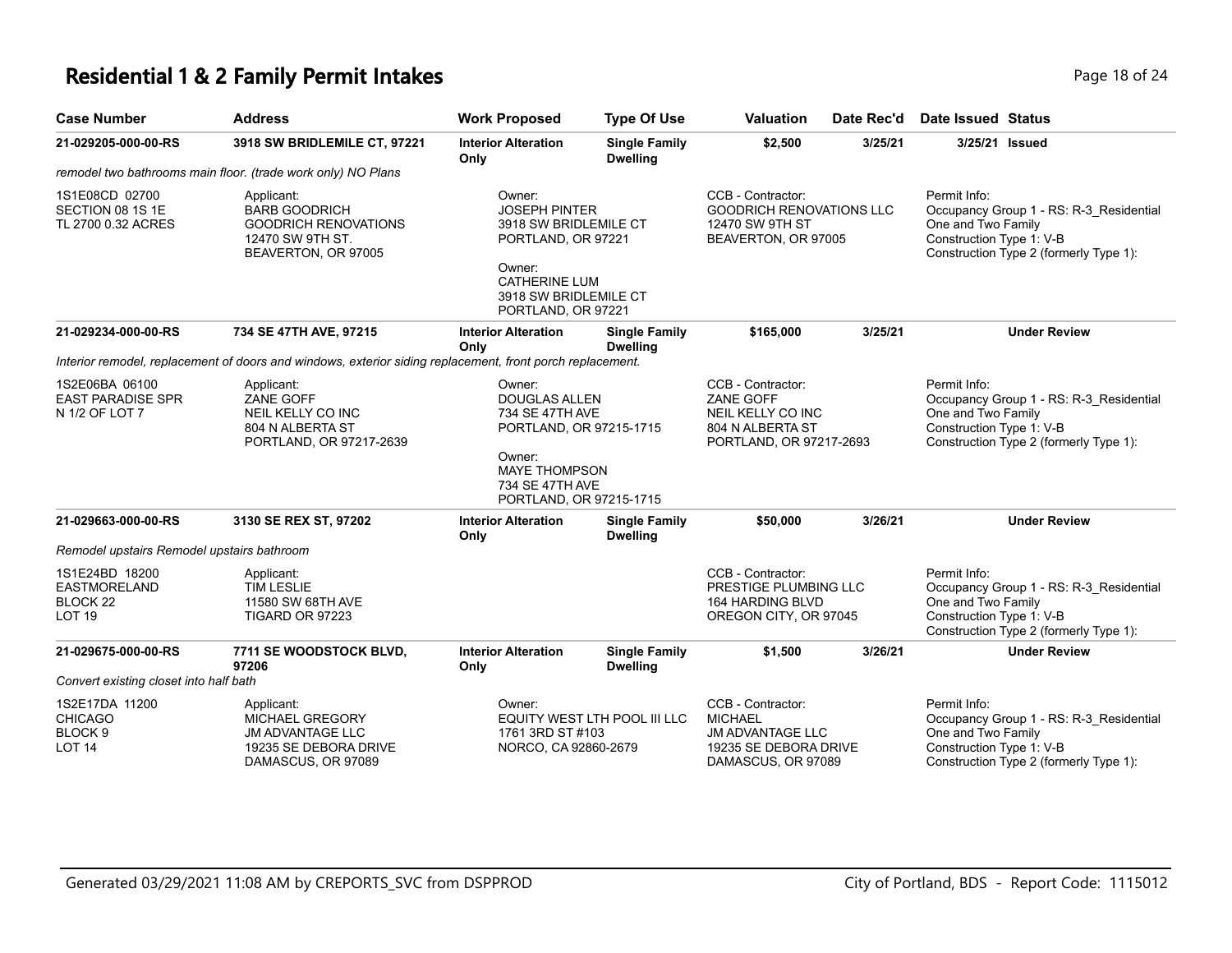# Residential 1 & 2 Family Permit Intakes

| Case Number | Address | Work Proposed | Type Of Use | Valuation | Date Rec'd | Date Issued | Status |
|---|---|---|---|---|---|---|---|
| **21-029205-000-00-RS** | **3918 SW BRIDLEMILE CT, 97221** | **Interior Alteration Only** | **Single Family Dwelling** | **$2,500** | **3/25/21** | **3/25/21** | **Issued** |

*remodel two bathrooms main floor. (trade work only) NO Plans*

1S1E08CD 02700
SECTION 08 1S 1E
TL 2700 0.32 ACRES

Applicant:
BARB GOODRICH
GOODRICH RENOVATIONS
12470 SW 9TH ST.
BEAVERTON, OR 97005

Owner:
JOSEPH PINTER
3918 SW BRIDLEMILE CT
PORTLAND, OR 97221

Owner:
CATHERINE LUM
3918 SW BRIDLEMILE CT
PORTLAND, OR 97221

CCB - Contractor:
GOODRICH RENOVATIONS LLC
12470 SW 9TH ST
BEAVERTON, OR 97005

Permit Info:
Occupancy Group 1 - RS: R-3_Residential One and Two Family
Construction Type 1: V-B
Construction Type 2 (formerly Type 1):

| Case Number | Address | Work Proposed | Type Of Use | Valuation | Date Rec'd | Date Issued | Status |
|---|---|---|---|---|---|---|---|
| **21-029234-000-00-RS** | **734 SE 47TH AVE, 97215** | **Interior Alteration Only** | **Single Family Dwelling** | **$165,000** | **3/25/21** | | **Under Review** |

*Interior remodel, replacement of doors and windows, exterior siding replacement, front porch replacement.*

1S2E06BA 06100
EAST PARADISE SPR
N 1/2 OF LOT 7

Applicant:
ZANE GOFF
NEIL KELLY CO INC
804 N ALBERTA ST
PORTLAND, OR 97217-2639

Owner:
DOUGLAS ALLEN
734 SE 47TH AVE
PORTLAND, OR 97215-1715

Owner:
MAYE THOMPSON
734 SE 47TH AVE
PORTLAND, OR 97215-1715

CCB - Contractor:
ZANE GOFF
NEIL KELLY CO INC
804 N ALBERTA ST
PORTLAND, OR 97217-2693

Permit Info:
Occupancy Group 1 - RS: R-3_Residential One and Two Family
Construction Type 1: V-B
Construction Type 2 (formerly Type 1):

| Case Number | Address | Work Proposed | Type Of Use | Valuation | Date Rec'd | Date Issued | Status |
|---|---|---|---|---|---|---|---|
| **21-029663-000-00-RS** | **3130 SE REX ST, 97202** | **Interior Alteration Only** | **Single Family Dwelling** | **$50,000** | **3/26/21** | | **Under Review** |

*Remodel upstairs Remodel upstairs bathroom*

1S1E24BD 18200
EASTMORELAND
BLOCK 22
LOT 19

Applicant:
TIM LESLIE
11580 SW 68TH AVE
TIGARD OR 97223

CCB - Contractor:
PRESTIGE PLUMBING LLC
164 HARDING BLVD
OREGON CITY, OR 97045

Permit Info:
Occupancy Group 1 - RS: R-3_Residential One and Two Family
Construction Type 1: V-B
Construction Type 2 (formerly Type 1):

| Case Number | Address | Work Proposed | Type Of Use | Valuation | Date Rec'd | Date Issued | Status |
|---|---|---|---|---|---|---|---|
| **21-029675-000-00-RS** | **7711 SE WOODSTOCK BLVD, 97206** | **Interior Alteration Only** | **Single Family Dwelling** | **$1,500** | **3/26/21** | | **Under Review** |

*Convert existing closet into half bath*

1S2E17DA 11200
CHICAGO
BLOCK 9
LOT 14

Applicant:
MICHAEL GREGORY
JM ADVANTAGE LLC
19235 SE DEBORA DRIVE
DAMASCUS, OR 97089

Owner:
EQUITY WEST LTH POOL III LLC
1761 3RD ST #103
NORCO, CA 92860-2679

CCB - Contractor:
MICHAEL
JM ADVANTAGE LLC
19235 SE DEBORA DRIVE
DAMASCUS, OR 97089

Permit Info:
Occupancy Group 1 - RS: R-3_Residential One and Two Family
Construction Type 1: V-B
Construction Type 2 (formerly Type 1):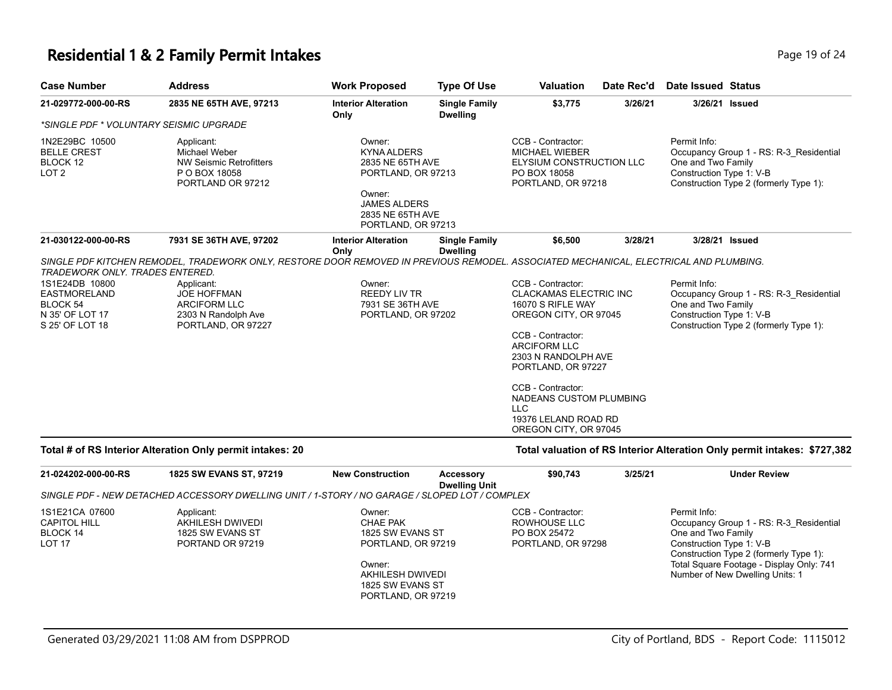# Residential 1 & 2 Family Permit Intakes

| Case Number | Address | Work Proposed | Type Of Use | Valuation | Date Rec'd | Date Issued | Status |
|---|---|---|---|---|---|---|---|
| **21-029772-000-00-RS** | **2835 NE 65TH AVE, 97213** | **Interior Alteration Only** | **Single Family Dwelling** | **$3,775** | **3/26/21** | **3/26/21** | **Issued** |

*\*SINGLE PDF \* VOLUNTARY SEISMIC UPGRADE*

1N2E29BC 10500
BELLE CREST
BLOCK 12
LOT 2

Applicant:
Michael Weber
NW Seismic Retrofitters
P O BOX 18058
PORTLAND OR 97212

Owner:
KYNA ALDERS
2835 NE 65TH AVE
PORTLAND, OR 97213

Owner:
JAMES ALDERS
2835 NE 65TH AVE
PORTLAND, OR 97213

CCB - Contractor:
MICHAEL WIEBER
ELYSIUM CONSTRUCTION LLC
PO BOX 18058
PORTLAND, OR 97218

Permit Info:
Occupancy Group 1 - RS: R-3_Residential One and Two Family
Construction Type 1: V-B
Construction Type 2 (formerly Type 1):

| Case Number | Address | Work Proposed | Type Of Use | Valuation | Date Rec'd | Date Issued | Status |
|---|---|---|---|---|---|---|---|
| **21-030122-000-00-RS** | **7931 SE 36TH AVE, 97202** | **Interior Alteration Only** | **Single Family Dwelling** | **$6,500** | **3/28/21** | **3/28/21** | **Issued** |

*SINGLE PDF KITCHEN REMODEL, TRADEWORK ONLY, RESTORE DOOR REMOVED IN PREVIOUS REMODEL. ASSOCIATED MECHANICAL, ELECTRICAL AND PLUMBING. TRADEWORK ONLY. TRADES ENTERED.*

1S1E24DB 10800
EASTMORELAND
BLOCK 54
N 35' OF LOT 17
S 25' OF LOT 18

Applicant:
JOE HOFFMAN
ARCIFORM LLC
2303 N Randolph Ave
PORTLAND, OR 97227

Owner:
REEDY LIV TR
7931 SE 36TH AVE
PORTLAND, OR 97202

CCB - Contractor:
CLACKAMAS ELECTRIC INC
16070 S RIFLE WAY
OREGON CITY, OR 97045

CCB - Contractor:
ARCIFORM LLC
2303 N RANDOLPH AVE
PORTLAND, OR 97227

CCB - Contractor:
NADEANS CUSTOM PLUMBING LLC
19376 LELAND ROAD RD
OREGON CITY, OR 97045

Permit Info:
Occupancy Group 1 - RS: R-3_Residential One and Two Family
Construction Type 1: V-B
Construction Type 2 (formerly Type 1):

**Total # of RS Interior Alteration Only permit intakes: 20**

**Total valuation of RS Interior Alteration Only permit intakes: $727,382**

| Case Number | Address | Work Proposed | Type Of Use | Valuation | Date Rec'd | Date Issued | Status |
|---|---|---|---|---|---|---|---|
| **21-024202-000-00-RS** | **1825 SW EVANS ST, 97219** | **New Construction** | **Accessory Dwelling Unit** | **$90,743** | **3/25/21** | | **Under Review** |

*SINGLE PDF - NEW DETACHED ACCESSORY DWELLING UNIT / 1-STORY / NO GARAGE / SLOPED LOT / COMPLEX*

1S1E21CA 07600
CAPITOL HILL
BLOCK 14
LOT 17

Applicant:
AKHILESH DWIVEDI
1825 SW EVANS ST
PORTAND OR 97219

Owner:
CHAE PAK
1825 SW EVANS ST
PORTLAND, OR 97219

Owner:
AKHILESH DWIVEDI
1825 SW EVANS ST
PORTLAND, OR 97219

CCB - Contractor:
ROWHOUSE LLC
PO BOX 25472
PORTLAND, OR 97298

Permit Info:
Occupancy Group 1 - RS: R-3_Residential One and Two Family
Construction Type 1: V-B
Construction Type 2 (formerly Type 1):
Total Square Footage - Display Only: 741
Number of New Dwelling Units: 1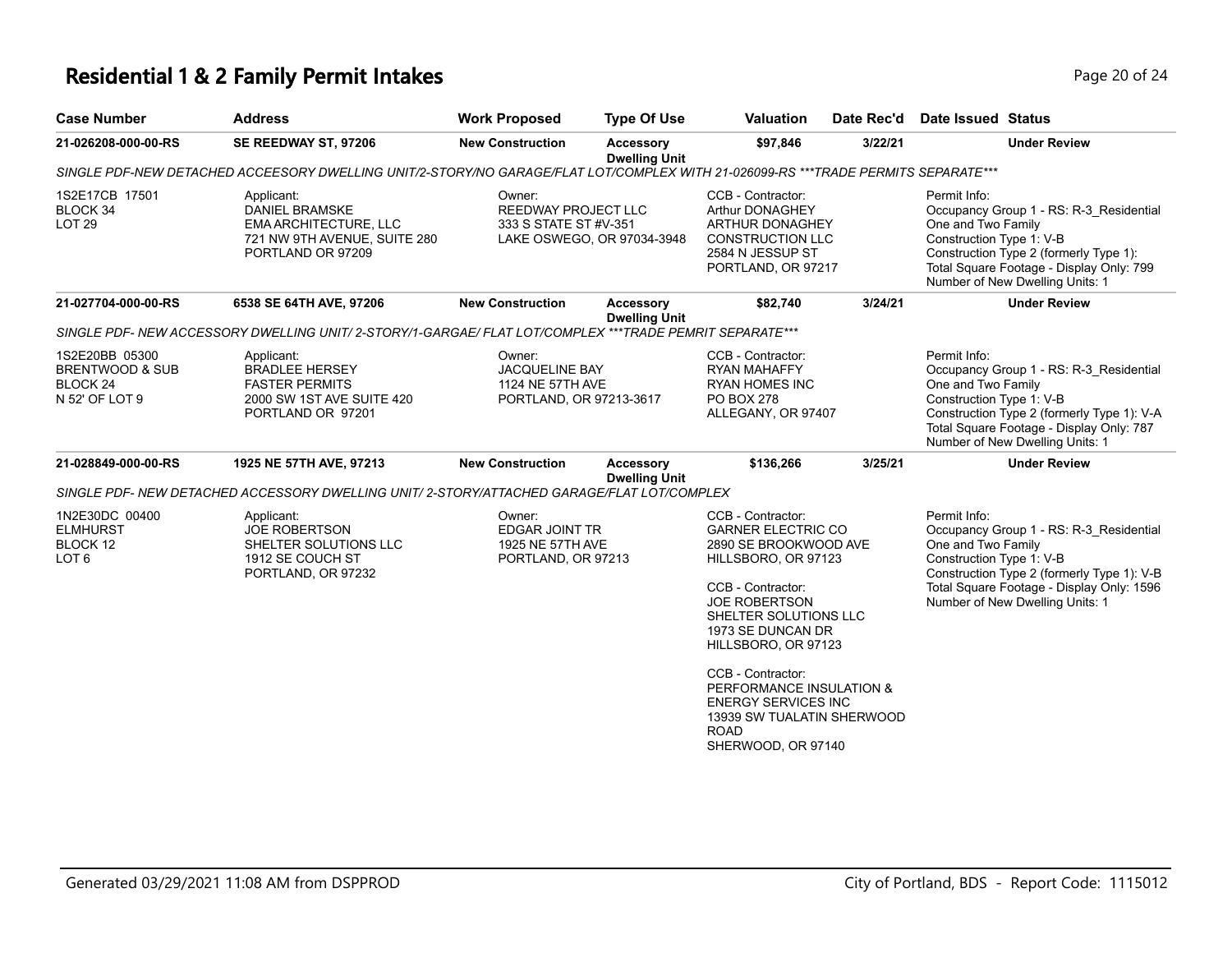# Residential 1 & 2 Family Permit Intakes

| Case Number | Address | Work Proposed | Type Of Use | Valuation | Date Rec'd | Date Issued | Status |
|---|---|---|---|---|---|---|---|
| 21-026208-000-00-RS | SE REEDWAY ST, 97206 | New Construction | Accessory Dwelling Unit | $97,846 | 3/22/21 | | Under Review |
| *SINGLE PDF-NEW DETACHED ACCEESORY DWELLING UNIT/2-STORY/NO GARAGE/FLAT LOT/COMPLEX WITH 21-026099-RS ***TRADE PERMITS SEPARATE**** | | | | | | | |
| 1S2E17CB 17501<br>BLOCK 34<br>LOT 29 | Applicant:<br>DANIEL BRAMSKE<br>EMA ARCHITECTURE, LLC<br>721 NW 9TH AVENUE, SUITE 280<br>PORTLAND OR 97209 | Owner:<br>REEDWAY PROJECT LLC<br>333 S STATE ST #V-351<br>LAKE OSWEGO, OR 97034-3948 | | CCB - Contractor:<br>Arthur DONAGHEY<br>ARTHUR DONAGHEY<br>CONSTRUCTION LLC<br>2584 N JESSUP ST<br>PORTLAND, OR 97217 | | Permit Info:<br>Occupancy Group 1 - RS: R-3_Residential One and Two Family<br>Construction Type 1: V-B<br>Construction Type 2 (formerly Type 1):<br>Total Square Footage - Display Only: 799<br>Number of New Dwelling Units: 1 | |
| 21-027704-000-00-RS | 6538 SE 64TH AVE, 97206 | New Construction | Accessory Dwelling Unit | $82,740 | 3/24/21 | | Under Review |
| *SINGLE PDF- NEW ACCESSORY DWELLING UNIT/ 2-STORY/1-GARGAE/ FLAT LOT/COMPLEX ***TRADE PEMRIT SEPARATE**** | | | | | | | |
| 1S2E20BB 05300<br>BRENTWOOD & SUB<br>BLOCK 24<br>N 52' OF LOT 9 | Applicant:<br>BRADLEE HERSEY<br>FASTER PERMITS<br>2000 SW 1ST AVE SUITE 420<br>PORTLAND OR 97201 | Owner:<br>JACQUELINE BAY<br>1124 NE 57TH AVE<br>PORTLAND, OR 97213-3617 | | CCB - Contractor:<br>RYAN MAHAFFY<br>RYAN HOMES INC<br>PO BOX 278<br>ALLEGANY, OR 97407 | | Permit Info:<br>Occupancy Group 1 - RS: R-3_Residential One and Two Family<br>Construction Type 1: V-B<br>Construction Type 2 (formerly Type 1): V-A<br>Total Square Footage - Display Only: 787<br>Number of New Dwelling Units: 1 | |
| 21-028849-000-00-RS | 1925 NE 57TH AVE, 97213 | New Construction | Accessory Dwelling Unit | $136,266 | 3/25/21 | | Under Review |
| *SINGLE PDF- NEW DETACHED ACCESSORY DWELLING UNIT/ 2-STORY/ATTACHED GARAGE/FLAT LOT/COMPLEX* | | | | | | | |
| 1N2E30DC 00400<br>ELMHURST<br>BLOCK 12<br>LOT 6 | Applicant:<br>JOE ROBERTSON<br>SHELTER SOLUTIONS LLC<br>1912 SE COUCH ST<br>PORTLAND, OR 97232 | Owner:<br>EDGAR JOINT TR<br>1925 NE 57TH AVE<br>PORTLAND, OR 97213 | | CCB - Contractor:<br>GARNER ELECTRIC CO<br>2890 SE BROOKWOOD AVE<br>HILLSBORO, OR 97123<br><br>CCB - Contractor:<br>JOE ROBERTSON<br>SHELTER SOLUTIONS LLC<br>1973 SE DUNCAN DR<br>HILLSBORO, OR 97123<br><br>CCB - Contractor:<br>PERFORMANCE INSULATION & ENERGY SERVICES INC<br>13939 SW TUALATIN SHERWOOD ROAD<br>SHERWOOD, OR 97140 | | Permit Info:<br>Occupancy Group 1 - RS: R-3_Residential One and Two Family<br>Construction Type 1: V-B<br>Construction Type 2 (formerly Type 1): V-B<br>Total Square Footage - Display Only: 1596<br>Number of New Dwelling Units: 1 | |

Generated 03/29/2021 11:08 AM from DSPPROD

City of Portland, BDS - Report Code: 1115012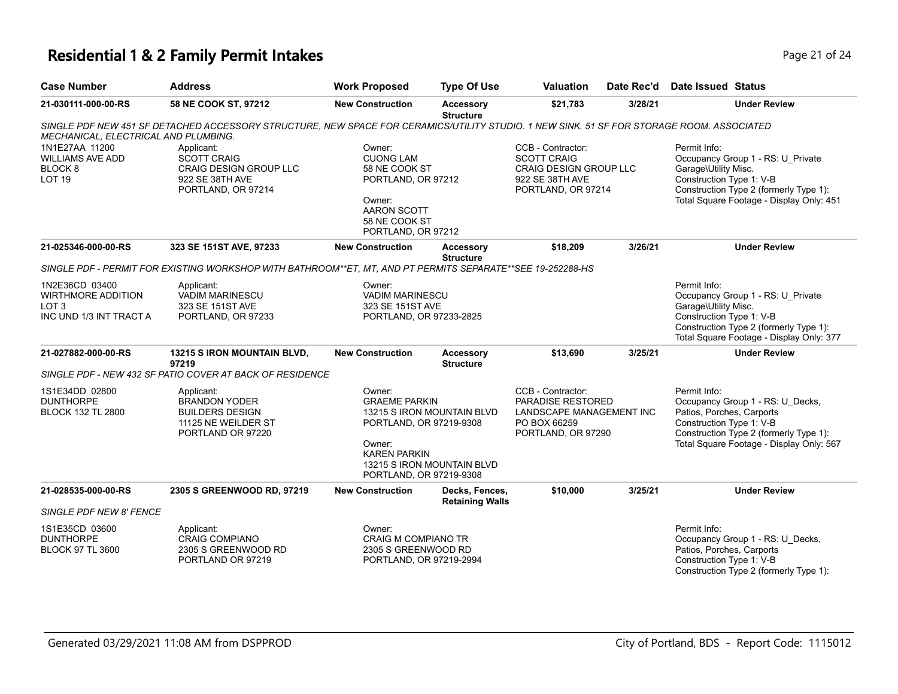# Residential 1 & 2 Family Permit Intakes

| Case Number | Address | Work Proposed | Type Of Use | Valuation | Date Rec'd | Date Issued | Status |
|---|---|---|---|---|---|---|---|
| 21-030111-000-00-RS | 58 NE COOK ST, 97212 | New Construction | Accessory Structure | $21,783 | 3/28/21 | | Under Review |

*SINGLE PDF NEW 451 SF DETACHED ACCESSORY STRUCTURE, NEW SPACE FOR CERAMICS/UTILITY STUDIO. 1 NEW SINK. 51 SF FOR STORAGE ROOM. ASSOCIATED MECHANICAL, ELECTRICAL AND PLUMBING.*

1N1E27AA 11200
WILLIAMS AVE ADD
BLOCK 8
LOT 19

Applicant:
SCOTT CRAIG
CRAIG DESIGN GROUP LLC
922 SE 38TH AVE
PORTLAND, OR 97214

Owner:
CUONG LAM
58 NE COOK ST
PORTLAND, OR 97212

Owner:
AARON SCOTT
58 NE COOK ST
PORTLAND, OR 97212

CCB - Contractor:
SCOTT CRAIG
CRAIG DESIGN GROUP LLC
922 SE 38TH AVE
PORTLAND, OR 97214

Permit Info:
Occupancy Group 1 - RS: U_Private Garage\Utility Misc.
Construction Type 1: V-B
Construction Type 2 (formerly Type 1):
Total Square Footage - Display Only: 451

| Case Number | Address | Work Proposed | Type Of Use | Valuation | Date Rec'd | Date Issued | Status |
|---|---|---|---|---|---|---|---|
| 21-025346-000-00-RS | 323 SE 151ST AVE, 97233 | New Construction | Accessory Structure | $18,209 | 3/26/21 | | Under Review |

*SINGLE PDF - PERMIT FOR EXISTING WORKSHOP WITH BATHROOM**ET, MT, AND PT PERMITS SEPARATE**SEE 19-252288-HS*

1N2E36CD 03400
WIRTHMORE ADDITION
LOT 3
INC UND 1/3 INT TRACT A

Applicant:
VADIM MARINESCU
323 SE 151ST AVE
PORTLAND, OR 97233

Owner:
VADIM MARINESCU
323 SE 151ST AVE
PORTLAND, OR 97233-2825

Permit Info:
Occupancy Group 1 - RS: U_Private Garage\Utility Misc.
Construction Type 1: V-B
Construction Type 2 (formerly Type 1):
Total Square Footage - Display Only: 377

| Case Number | Address | Work Proposed | Type Of Use | Valuation | Date Rec'd | Date Issued | Status |
|---|---|---|---|---|---|---|---|
| 21-027882-000-00-RS | 13215 S IRON MOUNTAIN BLVD, 97219 | New Construction | Accessory Structure | $13,690 | 3/25/21 | | Under Review |

*SINGLE PDF - NEW 432 SF PATIO COVER AT BACK OF RESIDENCE*

1S1E34DD 02800
DUNTHORPE
BLOCK 132 TL 2800

Applicant:
BRANDON YODER
BUILDERS DESIGN
11125 NE WEILDER ST
PORTLAND OR 97220

Owner:
GRAEME PARKIN
13215 S IRON MOUNTAIN BLVD
PORTLAND, OR 97219-9308

Owner:
KAREN PARKIN
13215 S IRON MOUNTAIN BLVD
PORTLAND, OR 97219-9308

CCB - Contractor:
PARADISE RESTORED LANDSCAPE MANAGEMENT INC
PO BOX 66259
PORTLAND, OR 97290

Permit Info:
Occupancy Group 1 - RS: U_Decks, Patios, Porches, Carports
Construction Type 1: V-B
Construction Type 2 (formerly Type 1):
Total Square Footage - Display Only: 567

| Case Number | Address | Work Proposed | Type Of Use | Valuation | Date Rec'd | Date Issued | Status |
|---|---|---|---|---|---|---|---|
| 21-028535-000-00-RS | 2305 S GREENWOOD RD, 97219 | New Construction | Decks, Fences, Retaining Walls | $10,000 | 3/25/21 | | Under Review |

*SINGLE PDF NEW 8' FENCE*

1S1E35CD 03600
DUNTHORPE
BLOCK 97 TL 3600

Applicant:
CRAIG COMPIANO
2305 S GREENWOOD RD
PORTLAND OR 97219

Owner:
CRAIG M COMPIANO TR
2305 S GREENWOOD RD
PORTLAND, OR 97219-2994

Permit Info:
Occupancy Group 1 - RS: U_Decks, Patios, Porches, Carports
Construction Type 1: V-B
Construction Type 2 (formerly Type 1):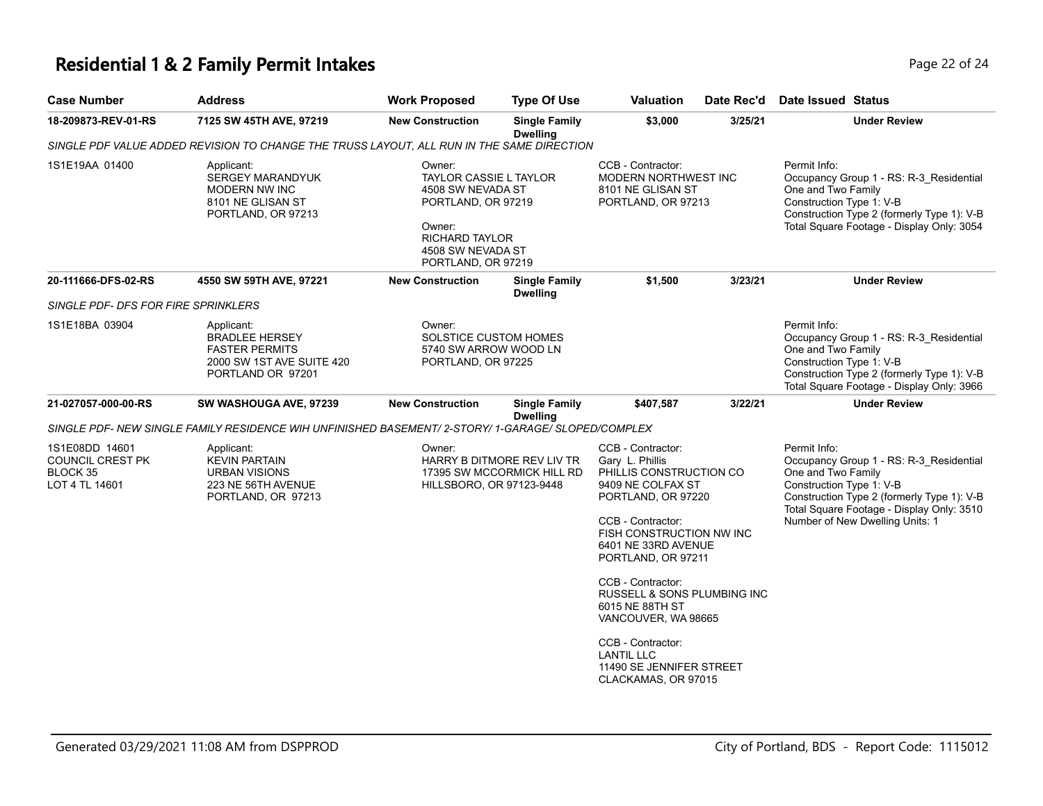# Residential 1 & 2 Family Permit Intakes

| Case Number | Address | Work Proposed | Type Of Use | Valuation | Date Rec'd | Date Issued | Status |
|---|---|---|---|---|---|---|---|
| 18-209873-REV-01-RS | 7125 SW 45TH AVE, 97219 | New Construction | Single Family Dwelling | $3,000 | 3/25/21 | | Under Review |

*SINGLE PDF VALUE ADDED REVISION TO CHANGE THE TRUSS LAYOUT, ALL RUN IN THE SAME DIRECTION*

1S1E19AA 01400

Applicant:
SERGEY MARANDYUK
MODERN NW INC
8101 NE GLISAN ST
PORTLAND, OR 97213

Owner:
TAYLOR CASSIE L TAYLOR
4508 SW NEVADA ST
PORTLAND, OR 97219

Owner:
RICHARD TAYLOR
4508 SW NEVADA ST
PORTLAND, OR 97219

CCB - Contractor:
MODERN NORTHWEST INC
8101 NE GLISAN ST
PORTLAND, OR 97213

Permit Info:
Occupancy Group 1 - RS: R-3_Residential One and Two Family
Construction Type 1: V-B
Construction Type 2 (formerly Type 1): V-B
Total Square Footage - Display Only: 3054

| Case Number | Address | Work Proposed | Type Of Use | Valuation | Date Rec'd | Date Issued | Status |
|---|---|---|---|---|---|---|---|
| 20-111666-DFS-02-RS | 4550 SW 59TH AVE, 97221 | New Construction | Single Family Dwelling | $1,500 | 3/23/21 | | Under Review |

*SINGLE PDF- DFS FOR FIRE SPRINKLERS*

1S1E18BA 03904

Applicant:
BRADLEE HERSEY
FASTER PERMITS
2000 SW 1ST AVE SUITE 420
PORTLAND OR 97201

Owner:
SOLSTICE CUSTOM HOMES
5740 SW ARROW WOOD LN
PORTLAND, OR 97225

Permit Info:
Occupancy Group 1 - RS: R-3_Residential One and Two Family
Construction Type 1: V-B
Construction Type 2 (formerly Type 1): V-B
Total Square Footage - Display Only: 3966

| Case Number | Address | Work Proposed | Type Of Use | Valuation | Date Rec'd | Date Issued | Status |
|---|---|---|---|---|---|---|---|
| 21-027057-000-00-RS | SW WASHOUGA AVE, 97239 | New Construction | Single Family Dwelling | $407,587 | 3/22/21 | | Under Review |

*SINGLE PDF- NEW SINGLE FAMILY RESIDENCE WIH UNFINISHED BASEMENT/ 2-STORY/ 1-GARAGE/ SLOPED/COMPLEX*

1S1E08DD 14601
COUNCIL CREST PK
BLOCK 35
LOT 4 TL 14601

Applicant:
KEVIN PARTAIN
URBAN VISIONS
223 NE 56TH AVENUE
PORTLAND, OR 97213

Owner:
HARRY B DITMORE REV LIV TR
17395 SW MCCORMICK HILL RD
HILLSBORO, OR 97123-9448

CCB - Contractor:
Gary L. Phillis
PHILLIS CONSTRUCTION CO
9409 NE COLFAX ST
PORTLAND, OR 97220

CCB - Contractor:
FISH CONSTRUCTION NW INC
6401 NE 33RD AVENUE
PORTLAND, OR 97211

CCB - Contractor:
RUSSELL & SONS PLUMBING INC
6015 NE 88TH ST
VANCOUVER, WA 98665

CCB - Contractor:
LANTIL LLC
11490 SE JENNIFER STREET
CLACKAMAS, OR 97015

Permit Info:
Occupancy Group 1 - RS: R-3_Residential One and Two Family
Construction Type 1: V-B
Construction Type 2 (formerly Type 1): V-B
Total Square Footage - Display Only: 3510
Number of New Dwelling Units: 1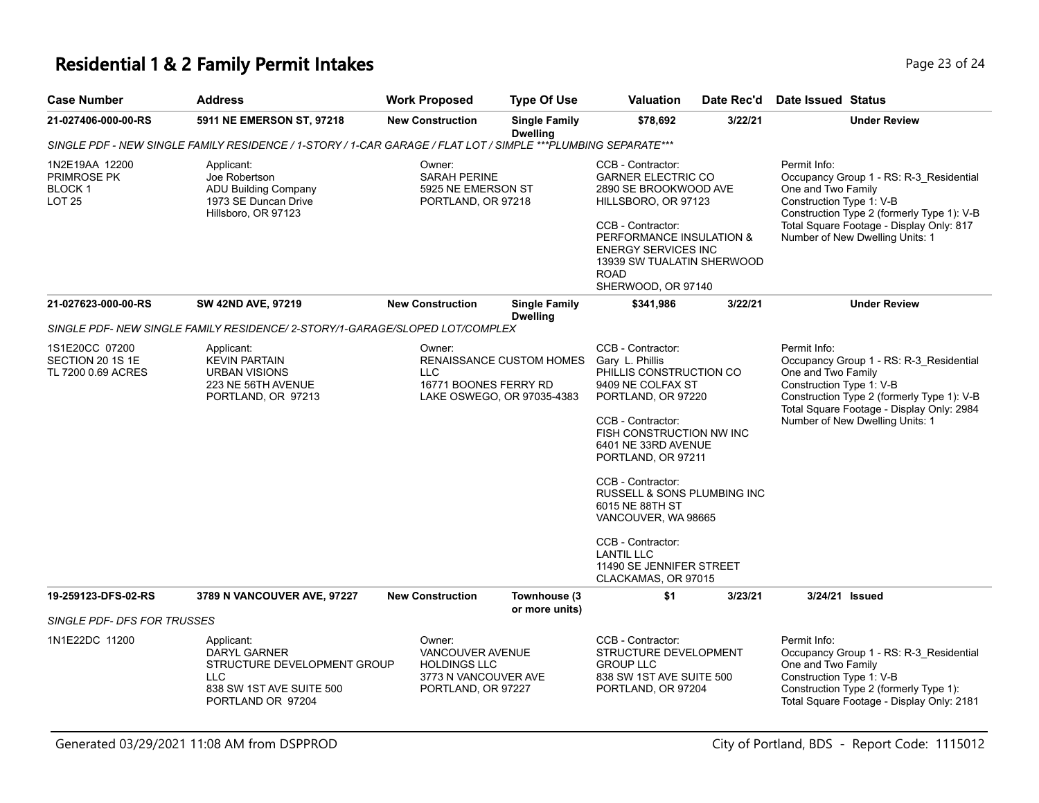# Residential 1 & 2 Family Permit Intakes

| Case Number | Address | Work Proposed | Type Of Use | Valuation | Date Rec'd | Date Issued | Status |
|---|---|---|---|---|---|---|---|
| 21-027406-000-00-RS | 5911 NE EMERSON ST, 97218 | New Construction | Single Family Dwelling | $78,692 | 3/22/21 | | Under Review |

*SINGLE PDF - NEW SINGLE FAMILY RESIDENCE / 1-STORY / 1-CAR GARAGE / FLAT LOT / SIMPLE \*\*\*PLUMBING SEPARATE\*\*\**

1N2E19AA 12200
PRIMROSE PK
BLOCK 1
LOT 25

Applicant:
Joe Robertson
ADU Building Company
1973 SE Duncan Drive
Hillsboro, OR 97123

Owner:
SARAH PERINE
5925 NE EMERSON ST
PORTLAND, OR 97218

CCB - Contractor:
GARNER ELECTRIC CO
2890 SE BROOKWOOD AVE
HILLSBORO, OR 97123

CCB - Contractor:
PERFORMANCE INSULATION & ENERGY SERVICES INC
13939 SW TUALATIN SHERWOOD ROAD
SHERWOOD, OR 97140

Permit Info:
Occupancy Group 1 - RS: R-3_Residential One and Two Family
Construction Type 1: V-B
Construction Type 2 (formerly Type 1): V-B
Total Square Footage - Display Only: 817
Number of New Dwelling Units: 1

| Case Number | Address | Work Proposed | Type Of Use | Valuation | Date Rec'd | Date Issued | Status |
|---|---|---|---|---|---|---|---|
| 21-027623-000-00-RS | SW 42ND AVE, 97219 | New Construction | Single Family Dwelling | $341,986 | 3/22/21 | | Under Review |

*SINGLE PDF- NEW SINGLE FAMILY RESIDENCE/ 2-STORY/1-GARAGE/SLOPED LOT/COMPLEX*

1S1E20CC 07200
SECTION 20 1S 1E
TL 7200 0.69 ACRES

Applicant:
KEVIN PARTAIN
URBAN VISIONS
223 NE 56TH AVENUE
PORTLAND, OR 97213

Owner:
RENAISSANCE CUSTOM HOMES LLC
16771 BOONES FERRY RD
LAKE OSWEGO, OR 97035-4383

CCB - Contractor:
Gary L. Phillis
PHILLIS CONSTRUCTION CO
9409 NE COLFAX ST
PORTLAND, OR 97220

CCB - Contractor:
FISH CONSTRUCTION NW INC
6401 NE 33RD AVENUE
PORTLAND, OR 97211

CCB - Contractor:
RUSSELL & SONS PLUMBING INC
6015 NE 88TH ST
VANCOUVER, WA 98665

CCB - Contractor:
LANTIL LLC
11490 SE JENNIFER STREET
CLACKAMAS, OR 97015

Permit Info:
Occupancy Group 1 - RS: R-3_Residential One and Two Family
Construction Type 1: V-B
Construction Type 2 (formerly Type 1): V-B
Total Square Footage - Display Only: 2984
Number of New Dwelling Units: 1

| Case Number | Address | Work Proposed | Type Of Use | Valuation | Date Rec'd | Date Issued | Status |
|---|---|---|---|---|---|---|---|
| 19-259123-DFS-02-RS | 3789 N VANCOUVER AVE, 97227 | New Construction | Townhouse (3 or more units) | $1 | 3/23/21 | 3/24/21 | Issued |

*SINGLE PDF- DFS FOR TRUSSES*

1N1E22DC 11200

Applicant:
DARYL GARNER
STRUCTURE DEVELOPMENT GROUP LLC
838 SW 1ST AVE SUITE 500
PORTLAND OR 97204

Owner:
VANCOUVER AVENUE HOLDINGS LLC
3773 N VANCOUVER AVE
PORTLAND, OR 97227

CCB - Contractor:
STRUCTURE DEVELOPMENT GROUP LLC
838 SW 1ST AVE SUITE 500
PORTLAND, OR 97204

Permit Info:
Occupancy Group 1 - RS: R-3_Residential One and Two Family
Construction Type 1: V-B
Construction Type 2 (formerly Type 1):
Total Square Footage - Display Only: 2181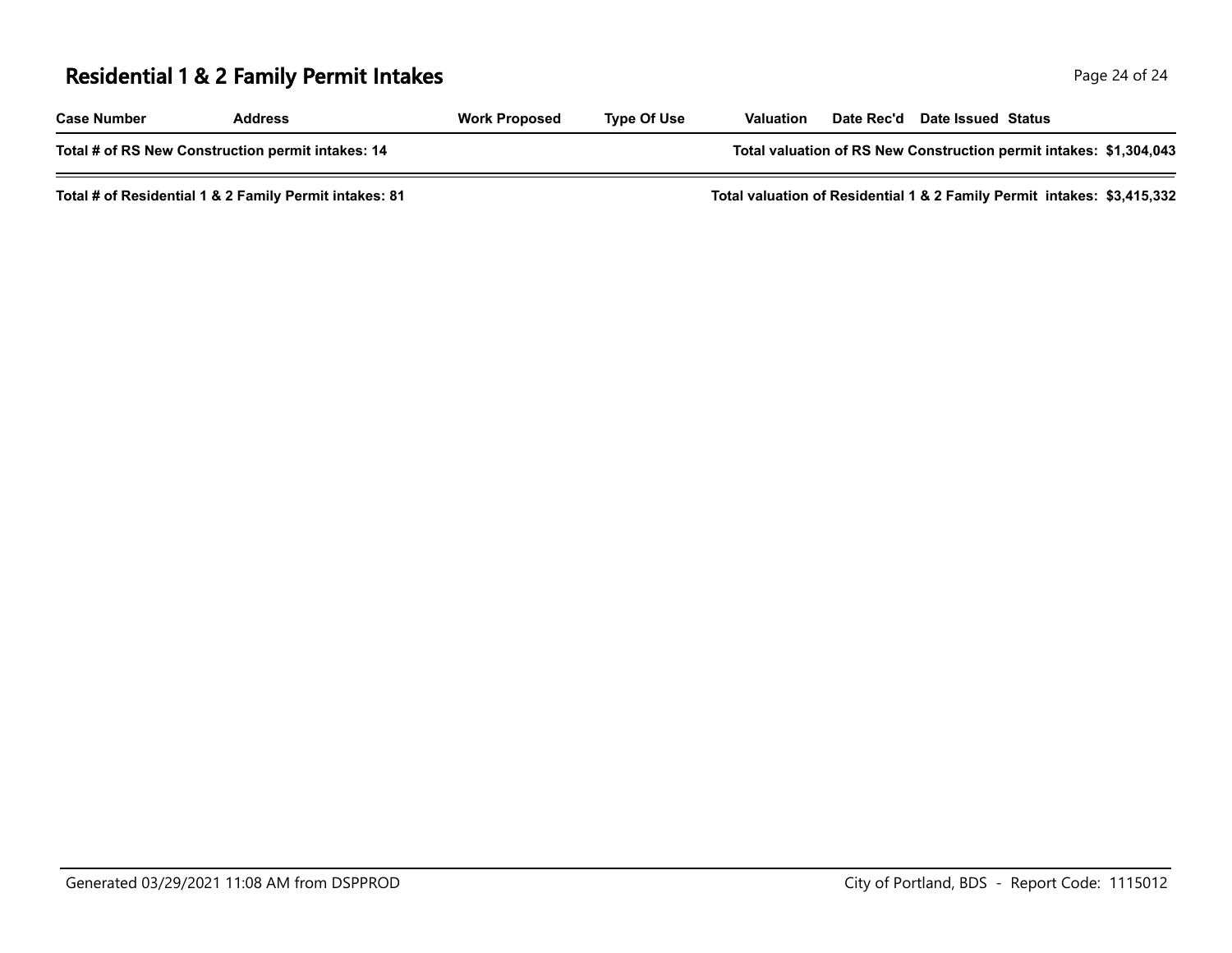# Residential 1 & 2 Family Permit Intakes

| Case Number | Address | Work Proposed | Type Of Use | Valuation | Date Rec'd | Date Issued | Status |
|---|---|---|---|---|---|---|---|

**Total # of RS New Construction permit intakes: 14** **Total valuation of RS New Construction permit intakes: $1,304,043**

**Total # of Residential 1 & 2 Family Permit intakes: 81** **Total valuation of Residential 1 & 2 Family Permit intakes: $3,415,332**

Generated 03/29/2021 11:08 AM from DSPPROD

City of Portland, BDS - Report Code: 1115012